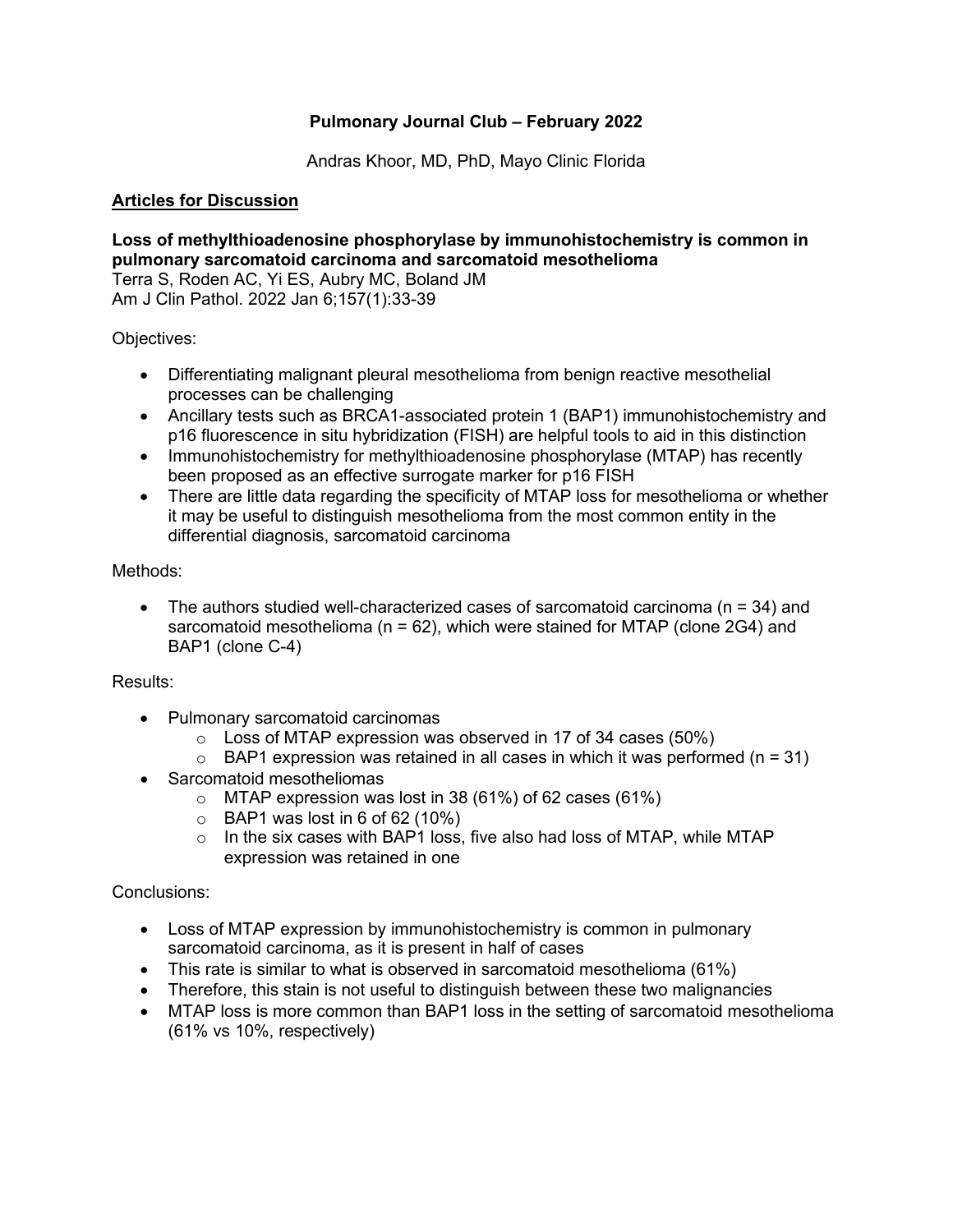# Pulmonary Journal Club – February 2022

Andras Khoor, MD, PhD, Mayo Clinic Florida

## Articles for Discussion

**Loss of methylthioadenosine phosphorylase by immunohistochemistry is common in pulmonary sarcomatoid carcinoma and sarcomatoid mesothelioma**
Terra S, Roden AC, Yi ES, Aubry MC, Boland JM
Am J Clin Pathol. 2022 Jan 6;157(1):33-39

Objectives:

- Differentiating malignant pleural mesothelioma from benign reactive mesothelial processes can be challenging
- Ancillary tests such as BRCA1-associated protein 1 (BAP1) immunohistochemistry and p16 fluorescence in situ hybridization (FISH) are helpful tools to aid in this distinction
- Immunohistochemistry for methylthioadenosine phosphorylase (MTAP) has recently been proposed as an effective surrogate marker for p16 FISH
- There are little data regarding the specificity of MTAP loss for mesothelioma or whether it may be useful to distinguish mesothelioma from the most common entity in the differential diagnosis, sarcomatoid carcinoma

Methods:

- The authors studied well-characterized cases of sarcomatoid carcinoma (n = 34) and sarcomatoid mesothelioma (n = 62), which were stained for MTAP (clone 2G4) and BAP1 (clone C-4)

Results:

- Pulmonary sarcomatoid carcinomas
  - Loss of MTAP expression was observed in 17 of 34 cases (50%)
  - BAP1 expression was retained in all cases in which it was performed (n = 31)
- Sarcomatoid mesotheliomas
  - MTAP expression was lost in 38 (61%) of 62 cases (61%)
  - BAP1 was lost in 6 of 62 (10%)
  - In the six cases with BAP1 loss, five also had loss of MTAP, while MTAP expression was retained in one

Conclusions:

- Loss of MTAP expression by immunohistochemistry is common in pulmonary sarcomatoid carcinoma, as it is present in half of cases
- This rate is similar to what is observed in sarcomatoid mesothelioma (61%)
- Therefore, this stain is not useful to distinguish between these two malignancies
- MTAP loss is more common than BAP1 loss in the setting of sarcomatoid mesothelioma (61% vs 10%, respectively)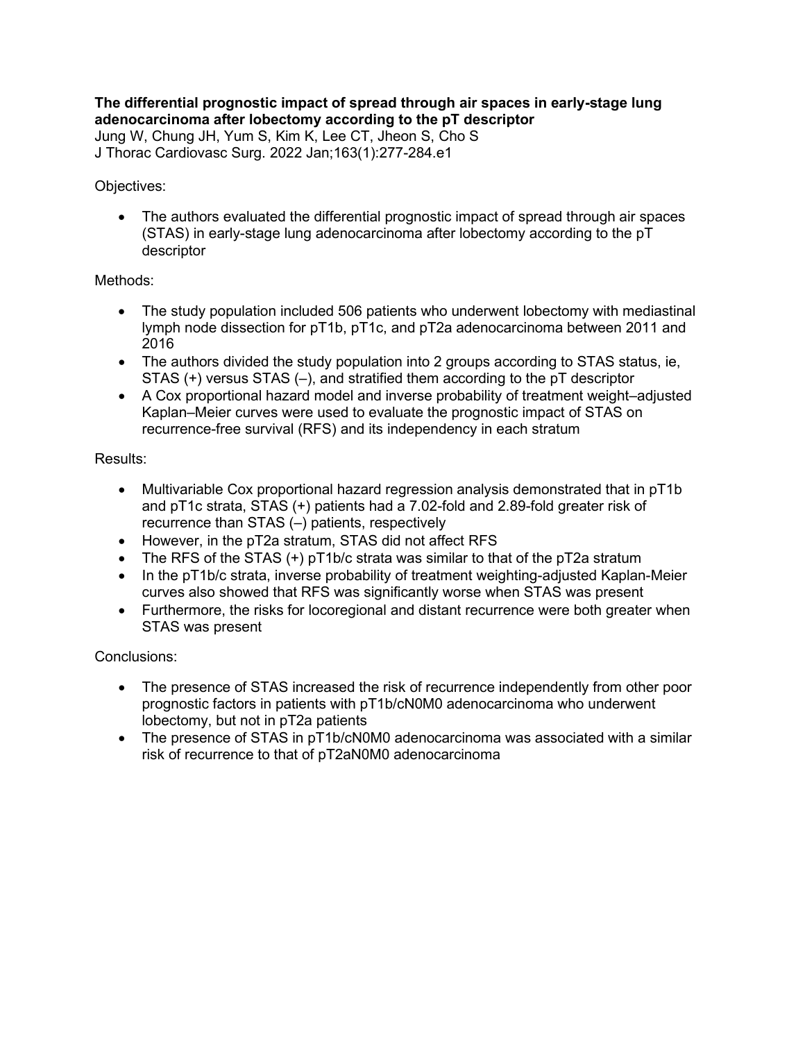**The differential prognostic impact of spread through air spaces in early-stage lung adenocarcinoma after lobectomy according to the pT descriptor**

Jung W, Chung JH, Yum S, Kim K, Lee CT, Jheon S, Cho S
J Thorac Cardiovasc Surg. 2022 Jan;163(1):277-284.e1

Objectives:

- The authors evaluated the differential prognostic impact of spread through air spaces (STAS) in early-stage lung adenocarcinoma after lobectomy according to the pT descriptor

Methods:

- The study population included 506 patients who underwent lobectomy with mediastinal lymph node dissection for pT1b, pT1c, and pT2a adenocarcinoma between 2011 and 2016
- The authors divided the study population into 2 groups according to STAS status, ie, STAS (+) versus STAS (–), and stratified them according to the pT descriptor
- A Cox proportional hazard model and inverse probability of treatment weight–adjusted Kaplan–Meier curves were used to evaluate the prognostic impact of STAS on recurrence-free survival (RFS) and its independency in each stratum

Results:

- Multivariable Cox proportional hazard regression analysis demonstrated that in pT1b and pT1c strata, STAS (+) patients had a 7.02-fold and 2.89-fold greater risk of recurrence than STAS (–) patients, respectively
- However, in the pT2a stratum, STAS did not affect RFS
- The RFS of the STAS (+) pT1b/c strata was similar to that of the pT2a stratum
- In the pT1b/c strata, inverse probability of treatment weighting-adjusted Kaplan-Meier curves also showed that RFS was significantly worse when STAS was present
- Furthermore, the risks for locoregional and distant recurrence were both greater when STAS was present

Conclusions:

- The presence of STAS increased the risk of recurrence independently from other poor prognostic factors in patients with pT1b/cN0M0 adenocarcinoma who underwent lobectomy, but not in pT2a patients
- The presence of STAS in pT1b/cN0M0 adenocarcinoma was associated with a similar risk of recurrence to that of pT2aN0M0 adenocarcinoma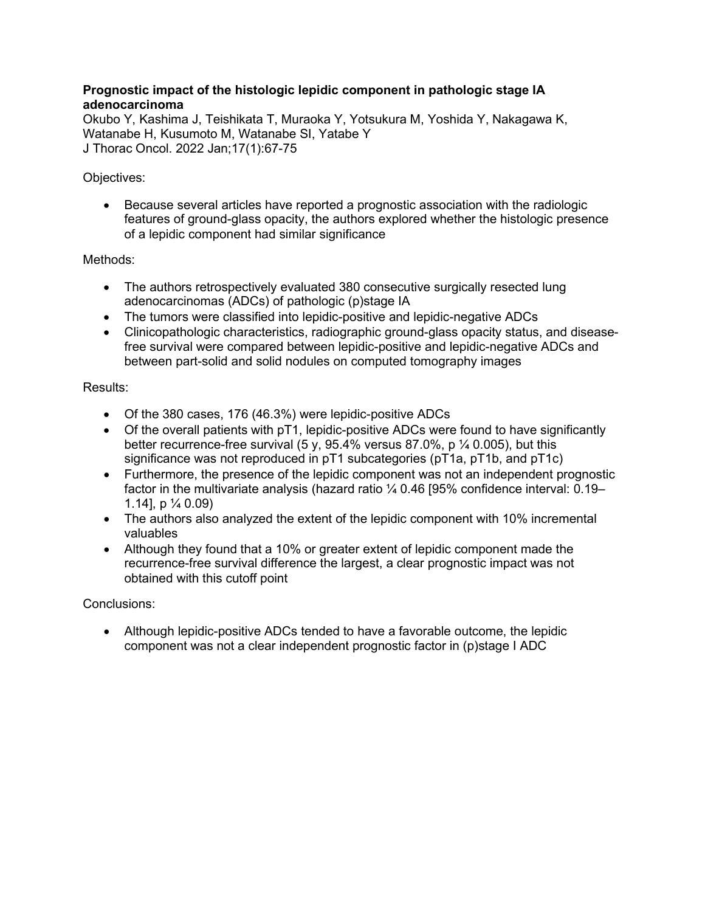**Prognostic impact of the histologic lepidic component in pathologic stage IA adenocarcinoma**
Okubo Y, Kashima J, Teishikata T, Muraoka Y, Yotsukura M, Yoshida Y, Nakagawa K, Watanabe H, Kusumoto M, Watanabe SI, Yatabe Y
J Thorac Oncol. 2022 Jan;17(1):67-75

Objectives:

- Because several articles have reported a prognostic association with the radiologic features of ground-glass opacity, the authors explored whether the histologic presence of a lepidic component had similar significance

Methods:

- The authors retrospectively evaluated 380 consecutive surgically resected lung adenocarcinomas (ADCs) of pathologic (p)stage IA
- The tumors were classified into lepidic-positive and lepidic-negative ADCs
- Clinicopathologic characteristics, radiographic ground-glass opacity status, and disease-free survival were compared between lepidic-positive and lepidic-negative ADCs and between part-solid and solid nodules on computed tomography images

Results:

- Of the 380 cases, 176 (46.3%) were lepidic-positive ADCs
- Of the overall patients with pT1, lepidic-positive ADCs were found to have significantly better recurrence-free survival (5 y, 95.4% versus 87.0%, p ¼ 0.005), but this significance was not reproduced in pT1 subcategories (pT1a, pT1b, and pT1c)
- Furthermore, the presence of the lepidic component was not an independent prognostic factor in the multivariate analysis (hazard ratio ¼ 0.46 [95% confidence interval: 0.19–1.14], p ¼ 0.09)
- The authors also analyzed the extent of the lepidic component with 10% incremental valuables
- Although they found that a 10% or greater extent of lepidic component made the recurrence-free survival difference the largest, a clear prognostic impact was not obtained with this cutoff point

Conclusions:

- Although lepidic-positive ADCs tended to have a favorable outcome, the lepidic component was not a clear independent prognostic factor in (p)stage I ADC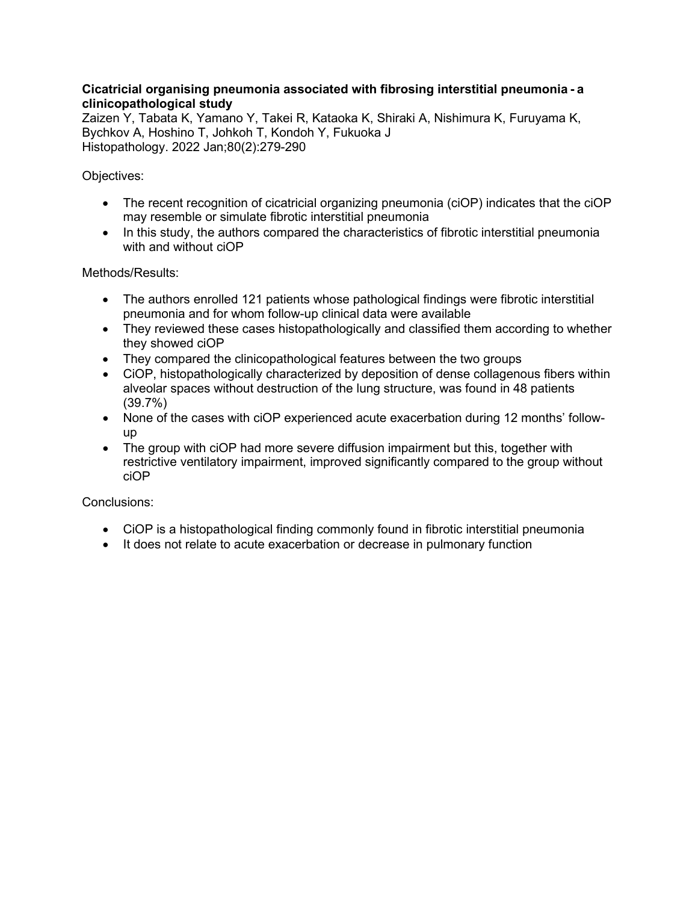**Cicatricial organising pneumonia associated with fibrosing interstitial pneumonia - a clinicopathological study**

Zaizen Y, Tabata K, Yamano Y, Takei R, Kataoka K, Shiraki A, Nishimura K, Furuyama K, Bychkov A, Hoshino T, Johkoh T, Kondoh Y, Fukuoka J

Histopathology. 2022 Jan;80(2):279-290

Objectives:

- The recent recognition of cicatricial organizing pneumonia (ciOP) indicates that the ciOP may resemble or simulate fibrotic interstitial pneumonia
- In this study, the authors compared the characteristics of fibrotic interstitial pneumonia with and without ciOP

Methods/Results:

- The authors enrolled 121 patients whose pathological findings were fibrotic interstitial pneumonia and for whom follow-up clinical data were available
- They reviewed these cases histopathologically and classified them according to whether they showed ciOP
- They compared the clinicopathological features between the two groups
- CiOP, histopathologically characterized by deposition of dense collagenous fibers within alveolar spaces without destruction of the lung structure, was found in 48 patients (39.7%)
- None of the cases with ciOP experienced acute exacerbation during 12 months' follow-up
- The group with ciOP had more severe diffusion impairment but this, together with restrictive ventilatory impairment, improved significantly compared to the group without ciOP

Conclusions:

- CiOP is a histopathological finding commonly found in fibrotic interstitial pneumonia
- It does not relate to acute exacerbation or decrease in pulmonary function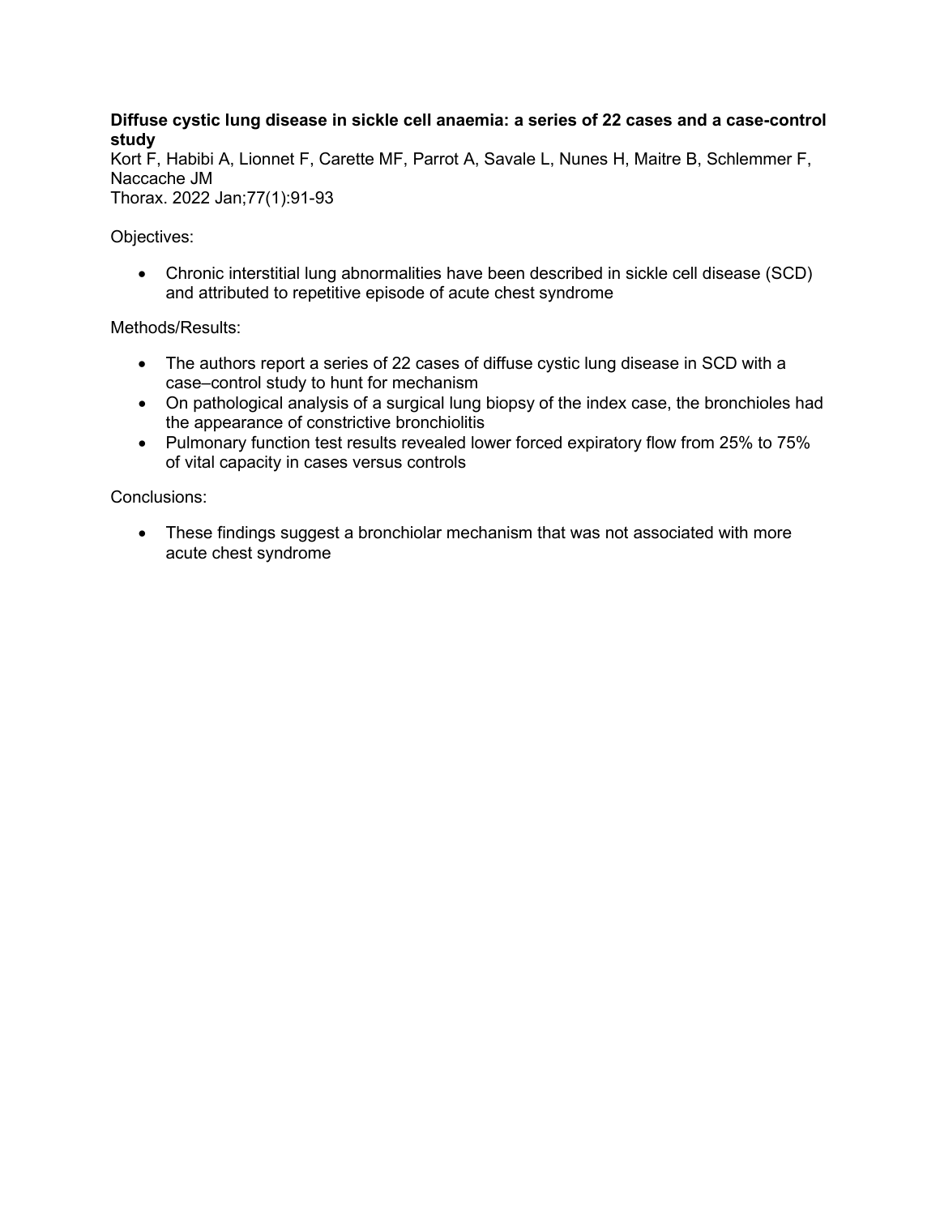**Diffuse cystic lung disease in sickle cell anaemia: a series of 22 cases and a case-control study**

Kort F, Habibi A, Lionnet F, Carette MF, Parrot A, Savale L, Nunes H, Maitre B, Schlemmer F, Naccache JM

Thorax. 2022 Jan;77(1):91-93

Objectives:

- Chronic interstitial lung abnormalities have been described in sickle cell disease (SCD) and attributed to repetitive episode of acute chest syndrome

Methods/Results:

- The authors report a series of 22 cases of diffuse cystic lung disease in SCD with a case–control study to hunt for mechanism
- On pathological analysis of a surgical lung biopsy of the index case, the bronchioles had the appearance of constrictive bronchiolitis
- Pulmonary function test results revealed lower forced expiratory flow from 25% to 75% of vital capacity in cases versus controls

Conclusions:

- These findings suggest a bronchiolar mechanism that was not associated with more acute chest syndrome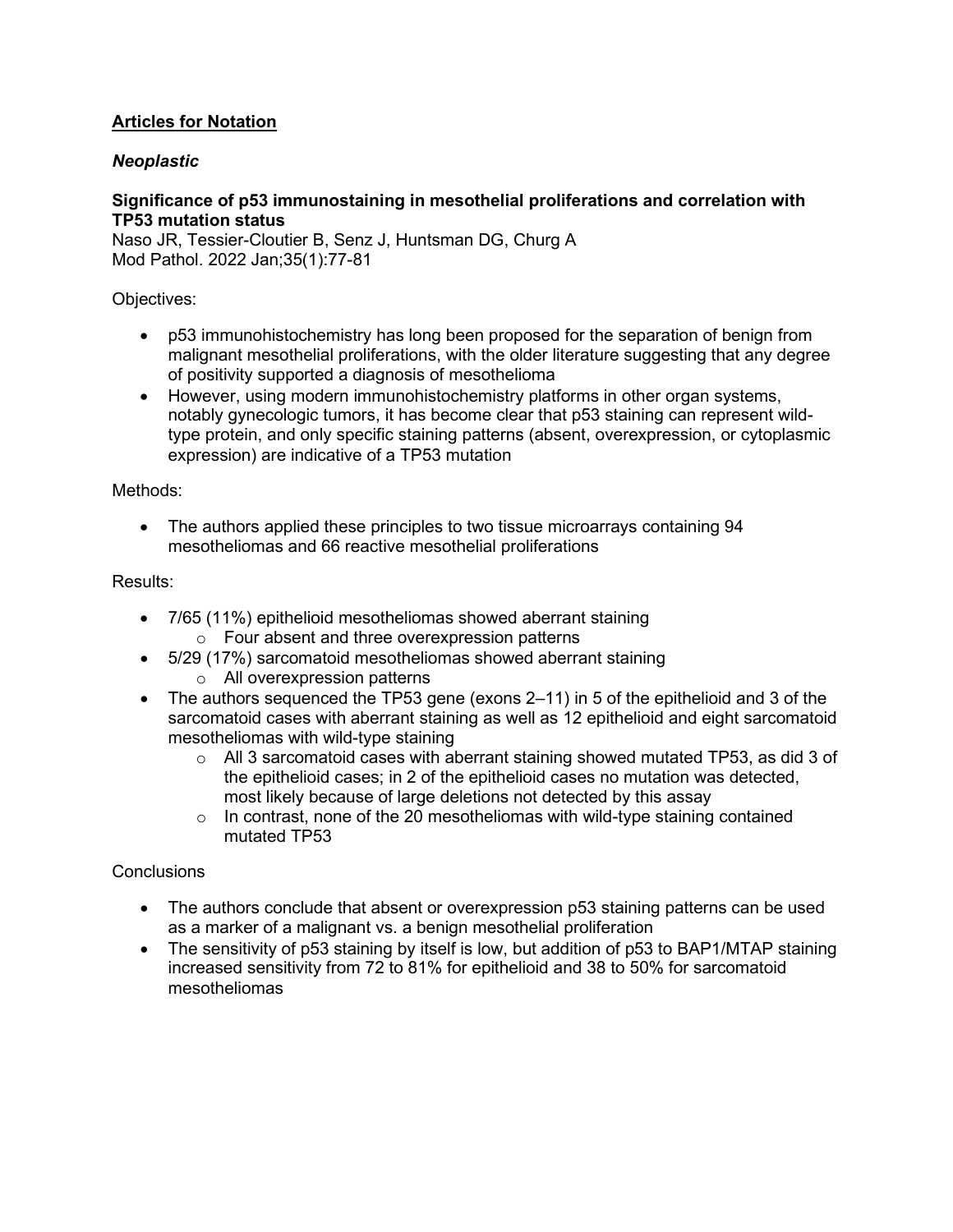## Articles for Notation

### *Neoplastic*

**Significance of p53 immunostaining in mesothelial proliferations and correlation with TP53 mutation status**
Naso JR, Tessier-Cloutier B, Senz J, Huntsman DG, Churg A
Mod Pathol. 2022 Jan;35(1):77-81

Objectives:

- p53 immunohistochemistry has long been proposed for the separation of benign from malignant mesothelial proliferations, with the older literature suggesting that any degree of positivity supported a diagnosis of mesothelioma
- However, using modern immunohistochemistry platforms in other organ systems, notably gynecologic tumors, it has become clear that p53 staining can represent wild-type protein, and only specific staining patterns (absent, overexpression, or cytoplasmic expression) are indicative of a TP53 mutation

Methods:

- The authors applied these principles to two tissue microarrays containing 94 mesotheliomas and 66 reactive mesothelial proliferations

Results:

- 7/65 (11%) epithelioid mesotheliomas showed aberrant staining
  - Four absent and three overexpression patterns
- 5/29 (17%) sarcomatoid mesotheliomas showed aberrant staining
  - All overexpression patterns
- The authors sequenced the TP53 gene (exons 2–11) in 5 of the epithelioid and 3 of the sarcomatoid cases with aberrant staining as well as 12 epithelioid and eight sarcomatoid mesotheliomas with wild-type staining
  - All 3 sarcomatoid cases with aberrant staining showed mutated TP53, as did 3 of the epithelioid cases; in 2 of the epithelioid cases no mutation was detected, most likely because of large deletions not detected by this assay
  - In contrast, none of the 20 mesotheliomas with wild-type staining contained mutated TP53

Conclusions

- The authors conclude that absent or overexpression p53 staining patterns can be used as a marker of a malignant vs. a benign mesothelial proliferation
- The sensitivity of p53 staining by itself is low, but addition of p53 to BAP1/MTAP staining increased sensitivity from 72 to 81% for epithelioid and 38 to 50% for sarcomatoid mesotheliomas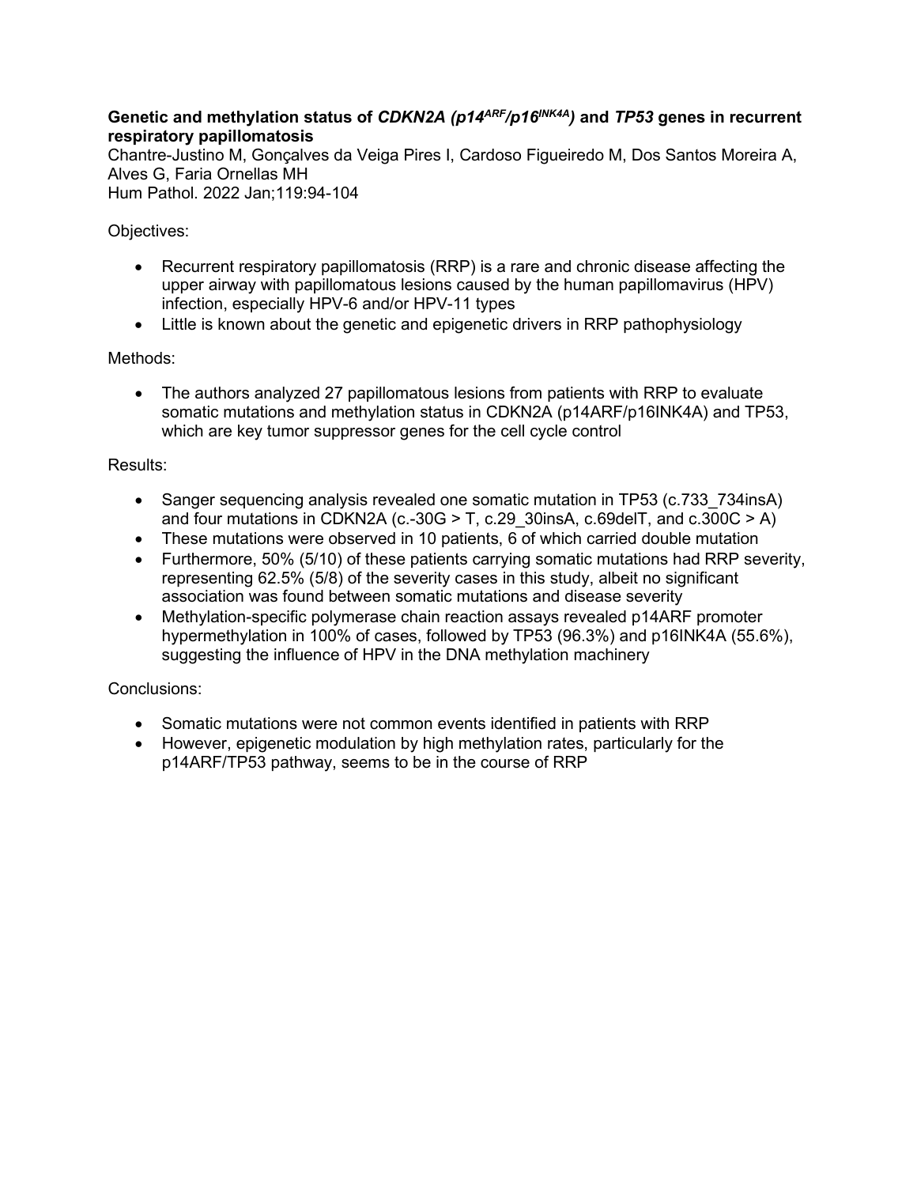**Genetic and methylation status of *CDKN2A (p14$^{ARF}$/p16$^{INK4A}$)* and *TP53* genes in recurrent respiratory papillomatosis**

Chantre-Justino M, Gonçalves da Veiga Pires I, Cardoso Figueiredo M, Dos Santos Moreira A, Alves G, Faria Ornellas MH

Hum Pathol. 2022 Jan;119:94-104

Objectives:

- Recurrent respiratory papillomatosis (RRP) is a rare and chronic disease affecting the upper airway with papillomatous lesions caused by the human papillomavirus (HPV) infection, especially HPV-6 and/or HPV-11 types
- Little is known about the genetic and epigenetic drivers in RRP pathophysiology

Methods:

- The authors analyzed 27 papillomatous lesions from patients with RRP to evaluate somatic mutations and methylation status in CDKN2A (p14ARF/p16INK4A) and TP53, which are key tumor suppressor genes for the cell cycle control

Results:

- Sanger sequencing analysis revealed one somatic mutation in TP53 (c.733_734insA) and four mutations in CDKN2A (c.-30G > T, c.29_30insA, c.69delT, and c.300C > A)
- These mutations were observed in 10 patients, 6 of which carried double mutation
- Furthermore, 50% (5/10) of these patients carrying somatic mutations had RRP severity, representing 62.5% (5/8) of the severity cases in this study, albeit no significant association was found between somatic mutations and disease severity
- Methylation-specific polymerase chain reaction assays revealed p14ARF promoter hypermethylation in 100% of cases, followed by TP53 (96.3%) and p16INK4A (55.6%), suggesting the influence of HPV in the DNA methylation machinery

Conclusions:

- Somatic mutations were not common events identified in patients with RRP
- However, epigenetic modulation by high methylation rates, particularly for the p14ARF/TP53 pathway, seems to be in the course of RRP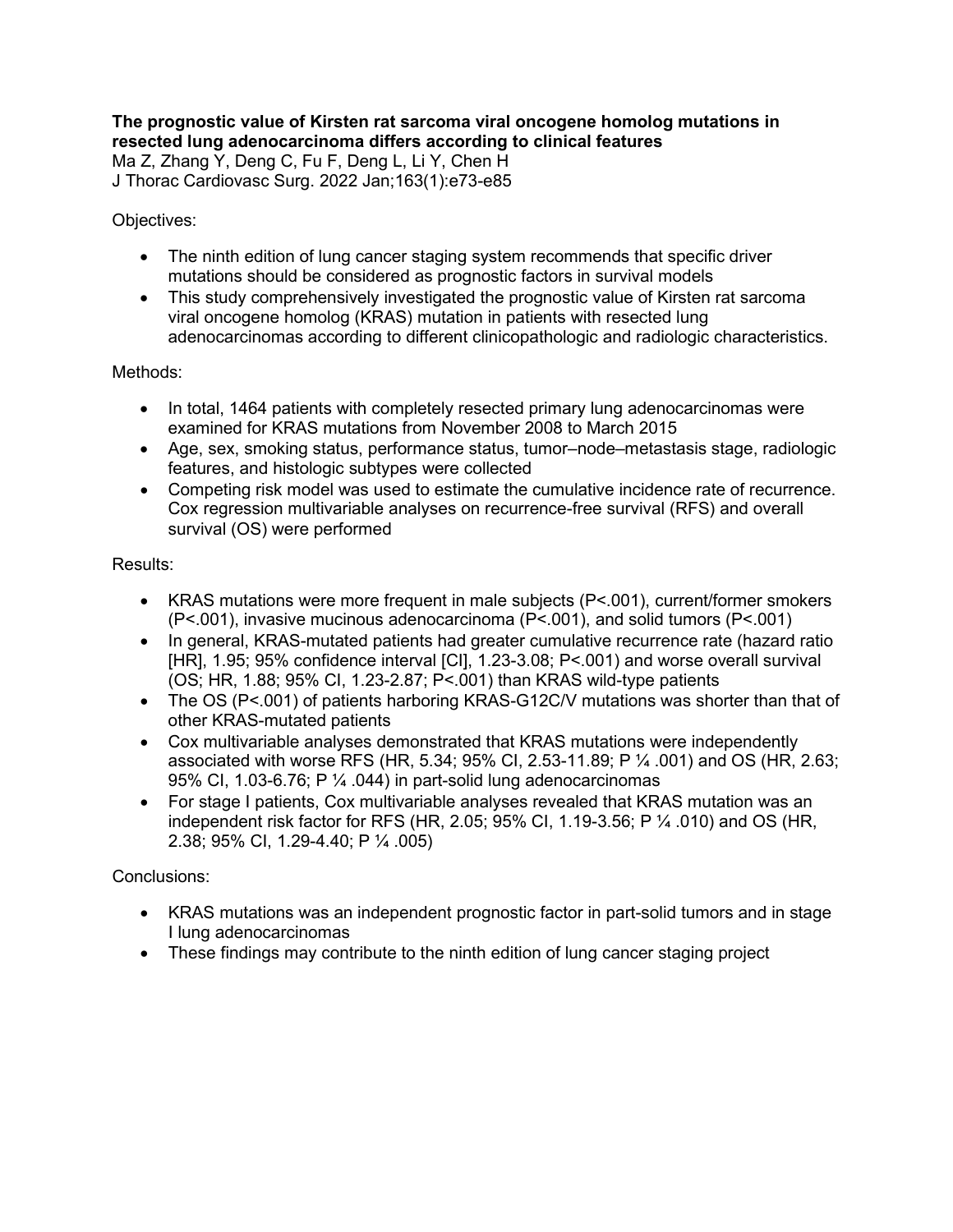**The prognostic value of Kirsten rat sarcoma viral oncogene homolog mutations in resected lung adenocarcinoma differs according to clinical features**

Ma Z, Zhang Y, Deng C, Fu F, Deng L, Li Y, Chen H

J Thorac Cardiovasc Surg. 2022 Jan;163(1):e73-e85

Objectives:

- The ninth edition of lung cancer staging system recommends that specific driver mutations should be considered as prognostic factors in survival models
- This study comprehensively investigated the prognostic value of Kirsten rat sarcoma viral oncogene homolog (KRAS) mutation in patients with resected lung adenocarcinomas according to different clinicopathologic and radiologic characteristics.

Methods:

- In total, 1464 patients with completely resected primary lung adenocarcinomas were examined for KRAS mutations from November 2008 to March 2015
- Age, sex, smoking status, performance status, tumor–node–metastasis stage, radiologic features, and histologic subtypes were collected
- Competing risk model was used to estimate the cumulative incidence rate of recurrence. Cox regression multivariable analyses on recurrence-free survival (RFS) and overall survival (OS) were performed

Results:

- KRAS mutations were more frequent in male subjects (P<.001), current/former smokers (P<.001), invasive mucinous adenocarcinoma (P<.001), and solid tumors (P<.001)
- In general, KRAS-mutated patients had greater cumulative recurrence rate (hazard ratio [HR], 1.95; 95% confidence interval [CI], 1.23-3.08; P<.001) and worse overall survival (OS; HR, 1.88; 95% CI, 1.23-2.87; P<.001) than KRAS wild-type patients
- The OS (P<.001) of patients harboring KRAS-G12C/V mutations was shorter than that of other KRAS-mutated patients
- Cox multivariable analyses demonstrated that KRAS mutations were independently associated with worse RFS (HR, 5.34; 95% CI, 2.53-11.89; P ¼ .001) and OS (HR, 2.63; 95% CI, 1.03-6.76; P ¼ .044) in part-solid lung adenocarcinomas
- For stage I patients, Cox multivariable analyses revealed that KRAS mutation was an independent risk factor for RFS (HR, 2.05; 95% CI, 1.19-3.56; P ¼ .010) and OS (HR, 2.38; 95% CI, 1.29-4.40; P ¼ .005)

Conclusions:

- KRAS mutations was an independent prognostic factor in part-solid tumors and in stage I lung adenocarcinomas
- These findings may contribute to the ninth edition of lung cancer staging project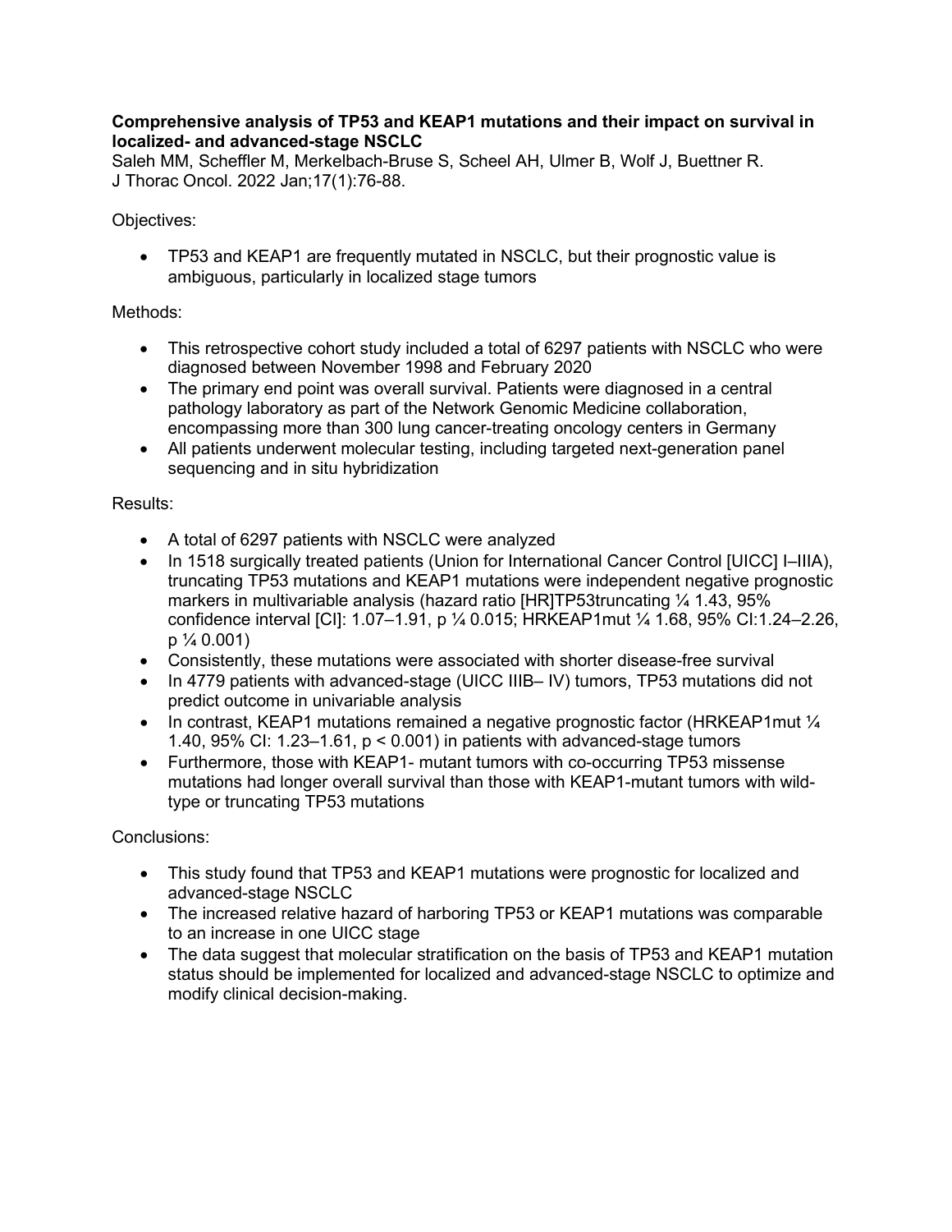**Comprehensive analysis of TP53 and KEAP1 mutations and their impact on survival in localized- and advanced-stage NSCLC**
Saleh MM, Scheffler M, Merkelbach-Bruse S, Scheel AH, Ulmer B, Wolf J, Buettner R.
J Thorac Oncol. 2022 Jan;17(1):76-88.

Objectives:

- TP53 and KEAP1 are frequently mutated in NSCLC, but their prognostic value is ambiguous, particularly in localized stage tumors

Methods:

- This retrospective cohort study included a total of 6297 patients with NSCLC who were diagnosed between November 1998 and February 2020
- The primary end point was overall survival. Patients were diagnosed in a central pathology laboratory as part of the Network Genomic Medicine collaboration, encompassing more than 300 lung cancer-treating oncology centers in Germany
- All patients underwent molecular testing, including targeted next-generation panel sequencing and in situ hybridization

Results:

- A total of 6297 patients with NSCLC were analyzed
- In 1518 surgically treated patients (Union for International Cancer Control [UICC] I–IIIA), truncating TP53 mutations and KEAP1 mutations were independent negative prognostic markers in multivariable analysis (hazard ratio [HR]TP53truncating ¼ 1.43, 95% confidence interval [CI]: 1.07–1.91, p ¼ 0.015; HRKEAP1mut ¼ 1.68, 95% CI:1.24–2.26, p ¼ 0.001)
- Consistently, these mutations were associated with shorter disease-free survival
- In 4779 patients with advanced-stage (UICC IIIB– IV) tumors, TP53 mutations did not predict outcome in univariable analysis
- In contrast, KEAP1 mutations remained a negative prognostic factor (HRKEAP1mut ¼ 1.40, 95% CI: 1.23–1.61, $p < 0.001$) in patients with advanced-stage tumors
- Furthermore, those with KEAP1- mutant tumors with co-occurring TP53 missense mutations had longer overall survival than those with KEAP1-mutant tumors with wild-type or truncating TP53 mutations

Conclusions:

- This study found that TP53 and KEAP1 mutations were prognostic for localized and advanced-stage NSCLC
- The increased relative hazard of harboring TP53 or KEAP1 mutations was comparable to an increase in one UICC stage
- The data suggest that molecular stratification on the basis of TP53 and KEAP1 mutation status should be implemented for localized and advanced-stage NSCLC to optimize and modify clinical decision-making.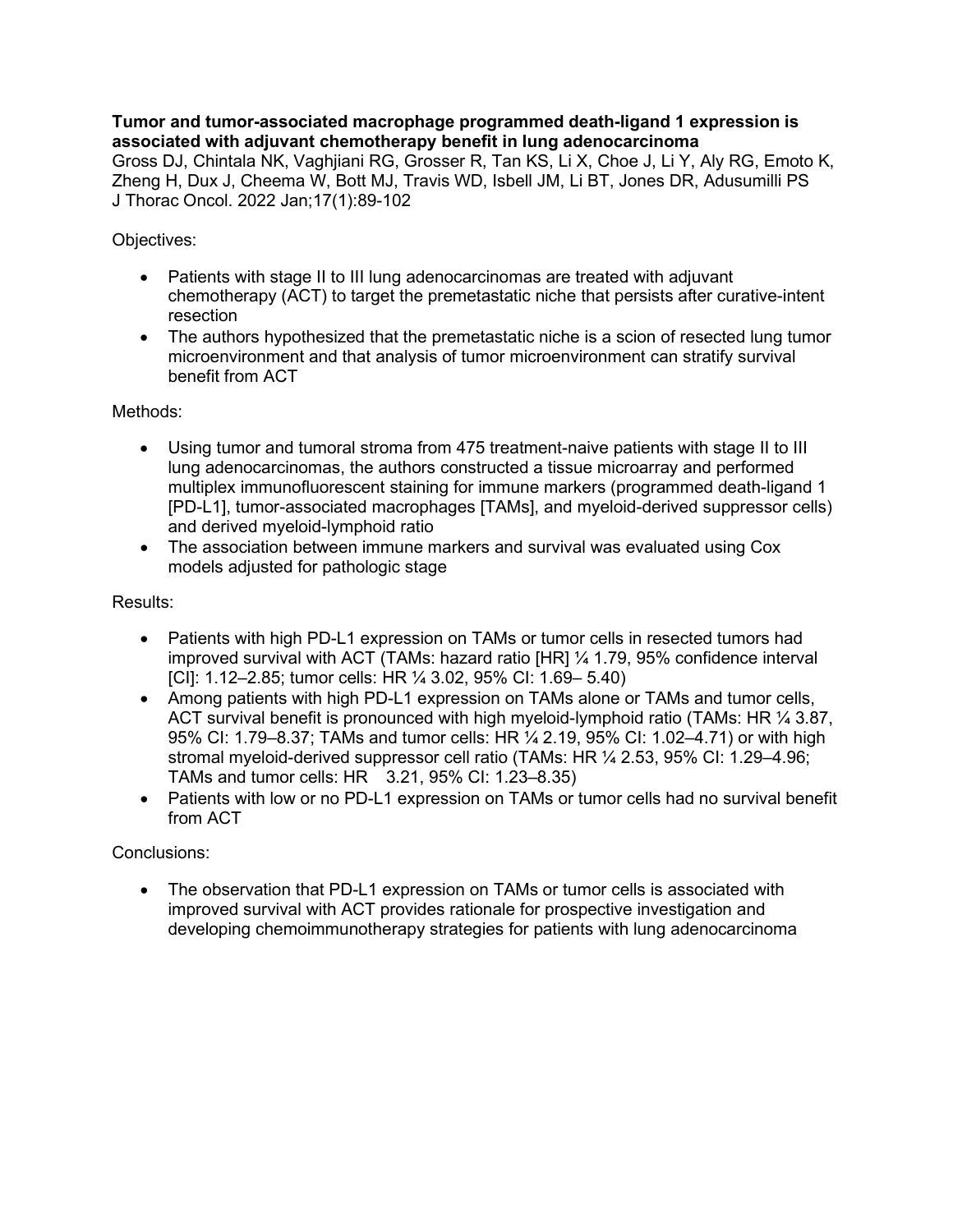**Tumor and tumor-associated macrophage programmed death-ligand 1 expression is associated with adjuvant chemotherapy benefit in lung adenocarcinoma**
Gross DJ, Chintala NK, Vaghjiani RG, Grosser R, Tan KS, Li X, Choe J, Li Y, Aly RG, Emoto K, Zheng H, Dux J, Cheema W, Bott MJ, Travis WD, Isbell JM, Li BT, Jones DR, Adusumilli PS
J Thorac Oncol. 2022 Jan;17(1):89-102

Objectives:

- Patients with stage II to III lung adenocarcinomas are treated with adjuvant chemotherapy (ACT) to target the premetastatic niche that persists after curative-intent resection
- The authors hypothesized that the premetastatic niche is a scion of resected lung tumor microenvironment and that analysis of tumor microenvironment can stratify survival benefit from ACT

Methods:

- Using tumor and tumoral stroma from 475 treatment-naive patients with stage II to III lung adenocarcinomas, the authors constructed a tissue microarray and performed multiplex immunofluorescent staining for immune markers (programmed death-ligand 1 [PD-L1], tumor-associated macrophages [TAMs], and myeloid-derived suppressor cells) and derived myeloid-lymphoid ratio
- The association between immune markers and survival was evaluated using Cox models adjusted for pathologic stage

Results:

- Patients with high PD-L1 expression on TAMs or tumor cells in resected tumors had improved survival with ACT (TAMs: hazard ratio [HR] ¼ 1.79, 95% confidence interval [CI]: 1.12–2.85; tumor cells: HR ¼ 3.02, 95% CI: 1.69– 5.40)
- Among patients with high PD-L1 expression on TAMs alone or TAMs and tumor cells, ACT survival benefit is pronounced with high myeloid-lymphoid ratio (TAMs: HR ¼ 3.87, 95% CI: 1.79–8.37; TAMs and tumor cells: HR ¼ 2.19, 95% CI: 1.02–4.71) or with high stromal myeloid-derived suppressor cell ratio (TAMs: HR ¼ 2.53, 95% CI: 1.29–4.96; TAMs and tumor cells: HR 3.21, 95% CI: 1.23–8.35)
- Patients with low or no PD-L1 expression on TAMs or tumor cells had no survival benefit from ACT

Conclusions:

- The observation that PD-L1 expression on TAMs or tumor cells is associated with improved survival with ACT provides rationale for prospective investigation and developing chemoimmunotherapy strategies for patients with lung adenocarcinoma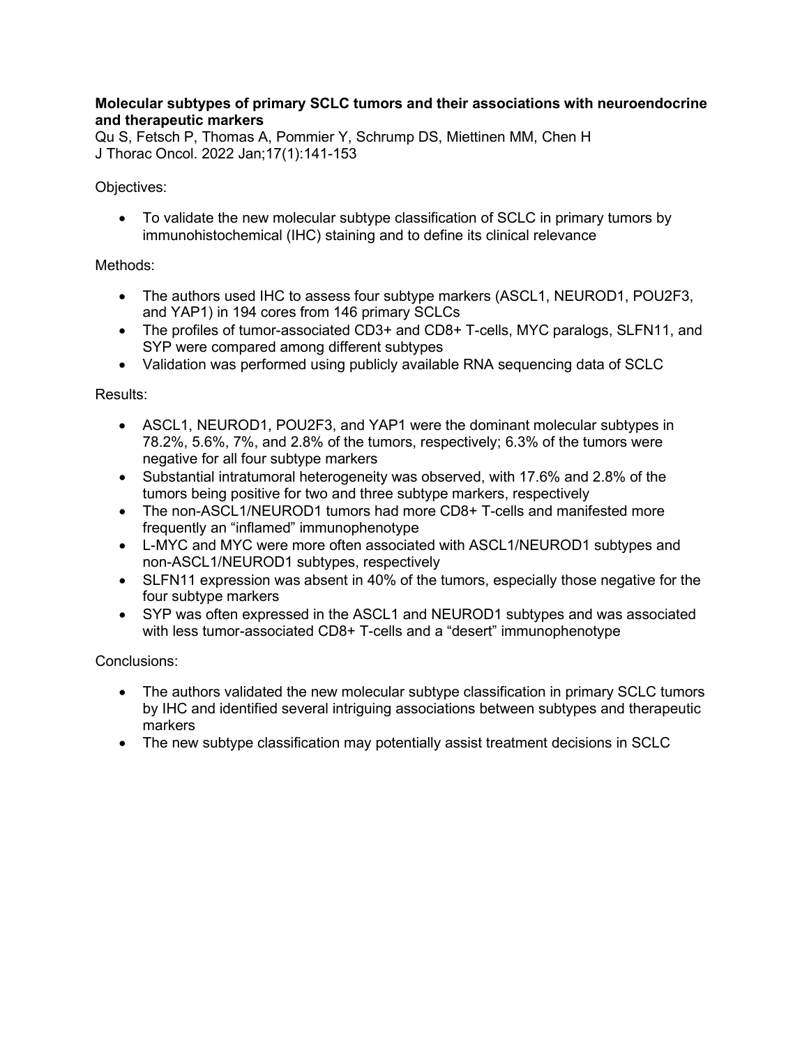**Molecular subtypes of primary SCLC tumors and their associations with neuroendocrine and therapeutic markers**

Qu S, Fetsch P, Thomas A, Pommier Y, Schrump DS, Miettinen MM, Chen H
J Thorac Oncol. 2022 Jan;17(1):141-153

Objectives:

- To validate the new molecular subtype classification of SCLC in primary tumors by immunohistochemical (IHC) staining and to define its clinical relevance

Methods:

- The authors used IHC to assess four subtype markers (ASCL1, NEUROD1, POU2F3, and YAP1) in 194 cores from 146 primary SCLCs
- The profiles of tumor-associated CD3+ and CD8+ T-cells, MYC paralogs, SLFN11, and SYP were compared among different subtypes
- Validation was performed using publicly available RNA sequencing data of SCLC

Results:

- ASCL1, NEUROD1, POU2F3, and YAP1 were the dominant molecular subtypes in 78.2%, 5.6%, 7%, and 2.8% of the tumors, respectively; 6.3% of the tumors were negative for all four subtype markers
- Substantial intratumoral heterogeneity was observed, with 17.6% and 2.8% of the tumors being positive for two and three subtype markers, respectively
- The non-ASCL1/NEUROD1 tumors had more CD8+ T-cells and manifested more frequently an "inflamed" immunophenotype
- L-MYC and MYC were more often associated with ASCL1/NEUROD1 subtypes and non-ASCL1/NEUROD1 subtypes, respectively
- SLFN11 expression was absent in 40% of the tumors, especially those negative for the four subtype markers
- SYP was often expressed in the ASCL1 and NEUROD1 subtypes and was associated with less tumor-associated CD8+ T-cells and a "desert" immunophenotype

Conclusions:

- The authors validated the new molecular subtype classification in primary SCLC tumors by IHC and identified several intriguing associations between subtypes and therapeutic markers
- The new subtype classification may potentially assist treatment decisions in SCLC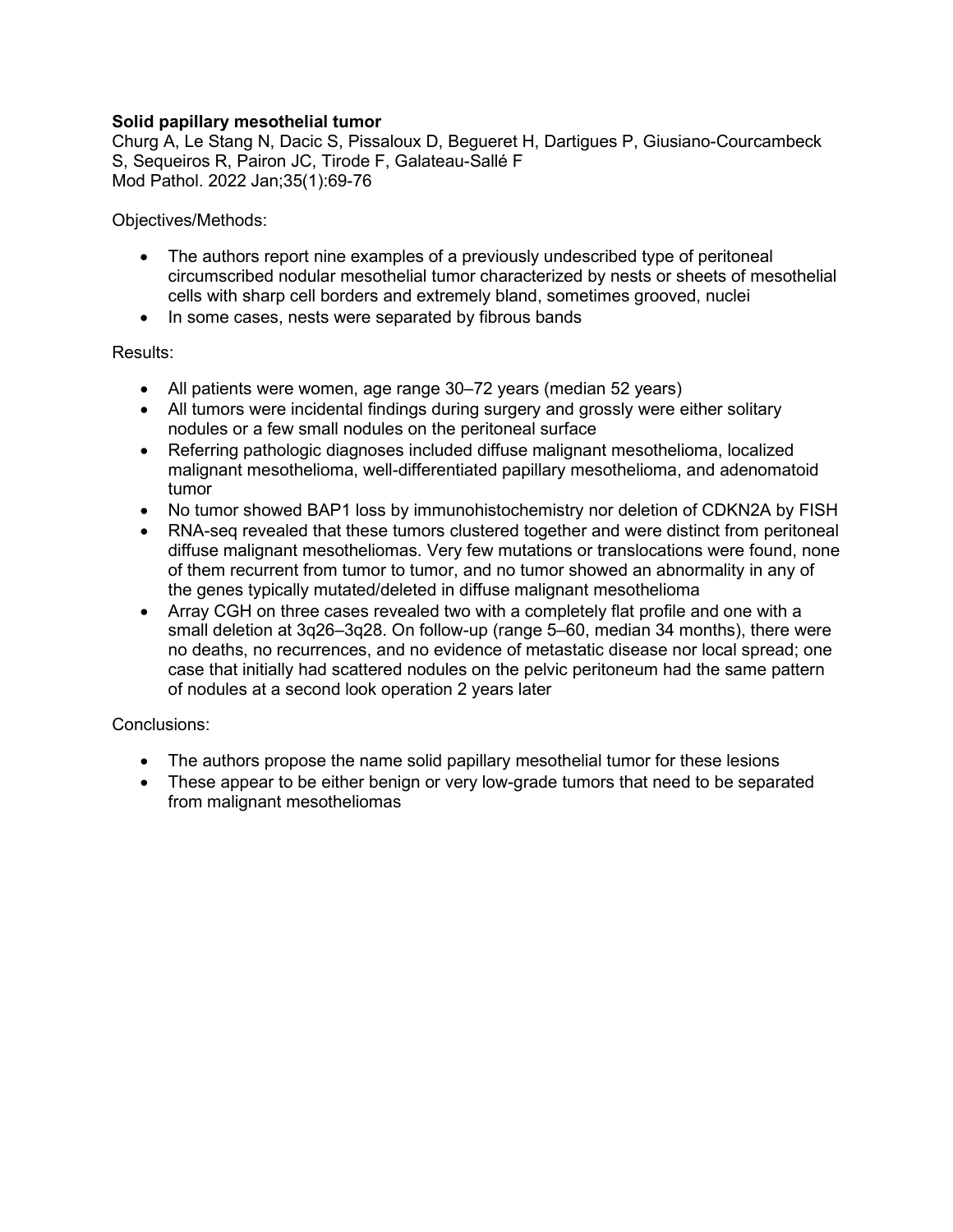**Solid papillary mesothelial tumor**

Churg A, Le Stang N, Dacic S, Pissaloux D, Begueret H, Dartigues P, Giusiano-Courcambeck S, Sequeiros R, Pairon JC, Tirode F, Galateau-Sallé F

Mod Pathol. 2022 Jan;35(1):69-76

Objectives/Methods:

- The authors report nine examples of a previously undescribed type of peritoneal circumscribed nodular mesothelial tumor characterized by nests or sheets of mesothelial cells with sharp cell borders and extremely bland, sometimes grooved, nuclei
- In some cases, nests were separated by fibrous bands

Results:

- All patients were women, age range 30–72 years (median 52 years)
- All tumors were incidental findings during surgery and grossly were either solitary nodules or a few small nodules on the peritoneal surface
- Referring pathologic diagnoses included diffuse malignant mesothelioma, localized malignant mesothelioma, well-differentiated papillary mesothelioma, and adenomatoid tumor
- No tumor showed BAP1 loss by immunohistochemistry nor deletion of CDKN2A by FISH
- RNA-seq revealed that these tumors clustered together and were distinct from peritoneal diffuse malignant mesotheliomas. Very few mutations or translocations were found, none of them recurrent from tumor to tumor, and no tumor showed an abnormality in any of the genes typically mutated/deleted in diffuse malignant mesothelioma
- Array CGH on three cases revealed two with a completely flat profile and one with a small deletion at 3q26–3q28. On follow-up (range 5–60, median 34 months), there were no deaths, no recurrences, and no evidence of metastatic disease nor local spread; one case that initially had scattered nodules on the pelvic peritoneum had the same pattern of nodules at a second look operation 2 years later

Conclusions:

- The authors propose the name solid papillary mesothelial tumor for these lesions
- These appear to be either benign or very low-grade tumors that need to be separated from malignant mesotheliomas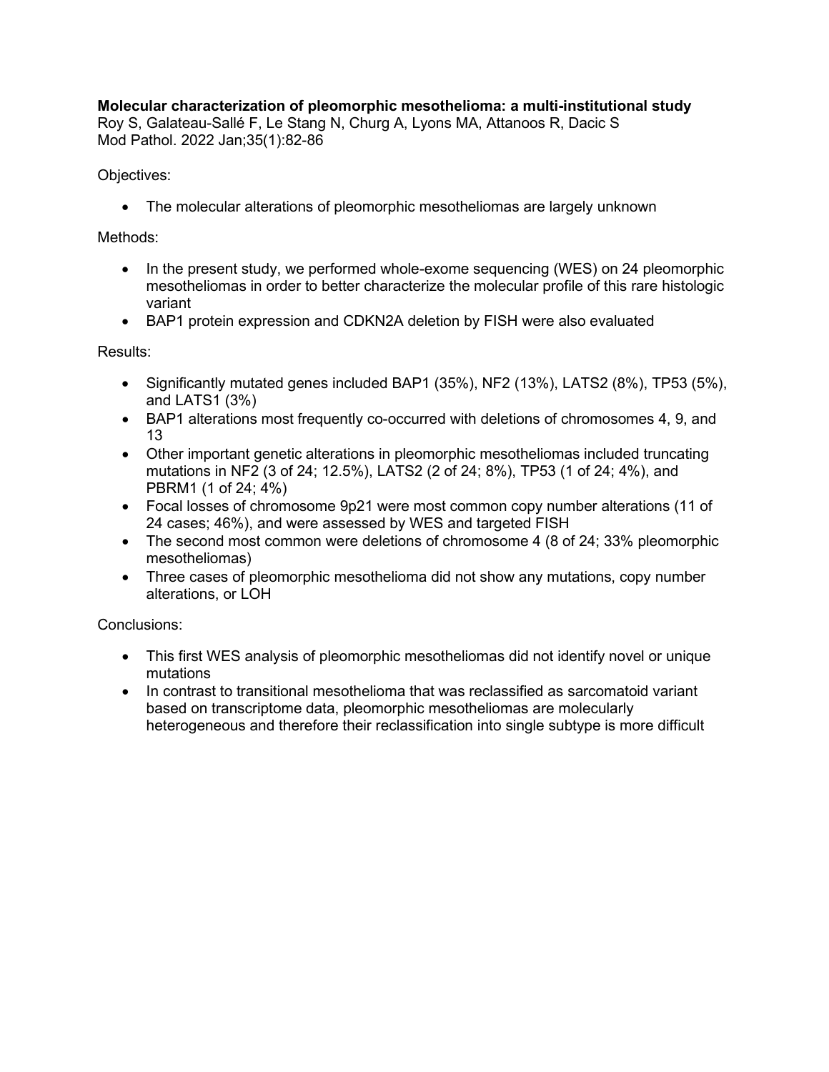**Molecular characterization of pleomorphic mesothelioma: a multi-institutional study**
Roy S, Galateau-Sallé F, Le Stang N, Churg A, Lyons MA, Attanoos R, Dacic S
Mod Pathol. 2022 Jan;35(1):82-86

Objectives:

- The molecular alterations of pleomorphic mesotheliomas are largely unknown

Methods:

- In the present study, we performed whole-exome sequencing (WES) on 24 pleomorphic mesotheliomas in order to better characterize the molecular profile of this rare histologic variant
- BAP1 protein expression and CDKN2A deletion by FISH were also evaluated

Results:

- Significantly mutated genes included BAP1 (35%), NF2 (13%), LATS2 (8%), TP53 (5%), and LATS1 (3%)
- BAP1 alterations most frequently co-occurred with deletions of chromosomes 4, 9, and 13
- Other important genetic alterations in pleomorphic mesotheliomas included truncating mutations in NF2 (3 of 24; 12.5%), LATS2 (2 of 24; 8%), TP53 (1 of 24; 4%), and PBRM1 (1 of 24; 4%)
- Focal losses of chromosome 9p21 were most common copy number alterations (11 of 24 cases; 46%), and were assessed by WES and targeted FISH
- The second most common were deletions of chromosome 4 (8 of 24; 33% pleomorphic mesotheliomas)
- Three cases of pleomorphic mesothelioma did not show any mutations, copy number alterations, or LOH

Conclusions:

- This first WES analysis of pleomorphic mesotheliomas did not identify novel or unique mutations
- In contrast to transitional mesothelioma that was reclassified as sarcomatoid variant based on transcriptome data, pleomorphic mesotheliomas are molecularly heterogeneous and therefore their reclassification into single subtype is more difficult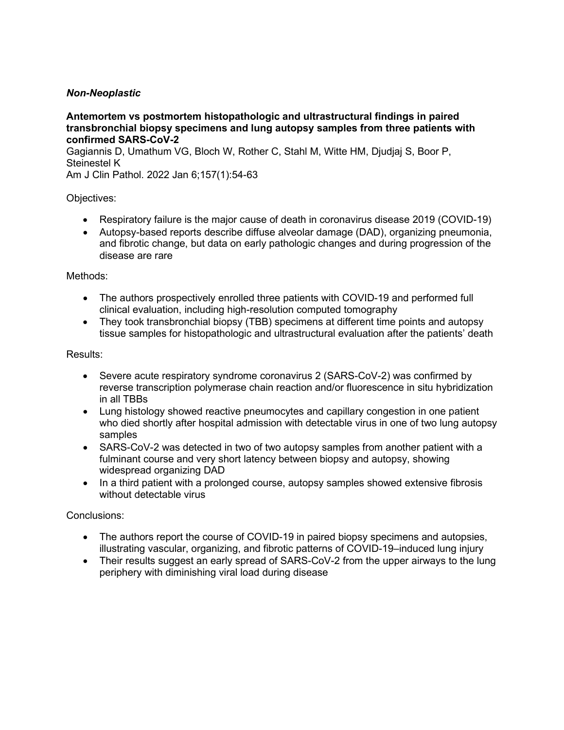*Non-Neoplastic*

**Antemortem vs postmortem histopathologic and ultrastructural findings in paired transbronchial biopsy specimens and lung autopsy samples from three patients with confirmed SARS-CoV-2**

Gagiannis D, Umathum VG, Bloch W, Rother C, Stahl M, Witte HM, Djudjaj S, Boor P, Steinestel K

Am J Clin Pathol. 2022 Jan 6;157(1):54-63

Objectives:

- Respiratory failure is the major cause of death in coronavirus disease 2019 (COVID-19)
- Autopsy-based reports describe diffuse alveolar damage (DAD), organizing pneumonia, and fibrotic change, but data on early pathologic changes and during progression of the disease are rare

Methods:

- The authors prospectively enrolled three patients with COVID-19 and performed full clinical evaluation, including high-resolution computed tomography
- They took transbronchial biopsy (TBB) specimens at different time points and autopsy tissue samples for histopathologic and ultrastructural evaluation after the patients' death

Results:

- Severe acute respiratory syndrome coronavirus 2 (SARS-CoV-2) was confirmed by reverse transcription polymerase chain reaction and/or fluorescence in situ hybridization in all TBBs
- Lung histology showed reactive pneumocytes and capillary congestion in one patient who died shortly after hospital admission with detectable virus in one of two lung autopsy samples
- SARS-CoV-2 was detected in two of two autopsy samples from another patient with a fulminant course and very short latency between biopsy and autopsy, showing widespread organizing DAD
- In a third patient with a prolonged course, autopsy samples showed extensive fibrosis without detectable virus

Conclusions:

- The authors report the course of COVID-19 in paired biopsy specimens and autopsies, illustrating vascular, organizing, and fibrotic patterns of COVID-19–induced lung injury
- Their results suggest an early spread of SARS-CoV-2 from the upper airways to the lung periphery with diminishing viral load during disease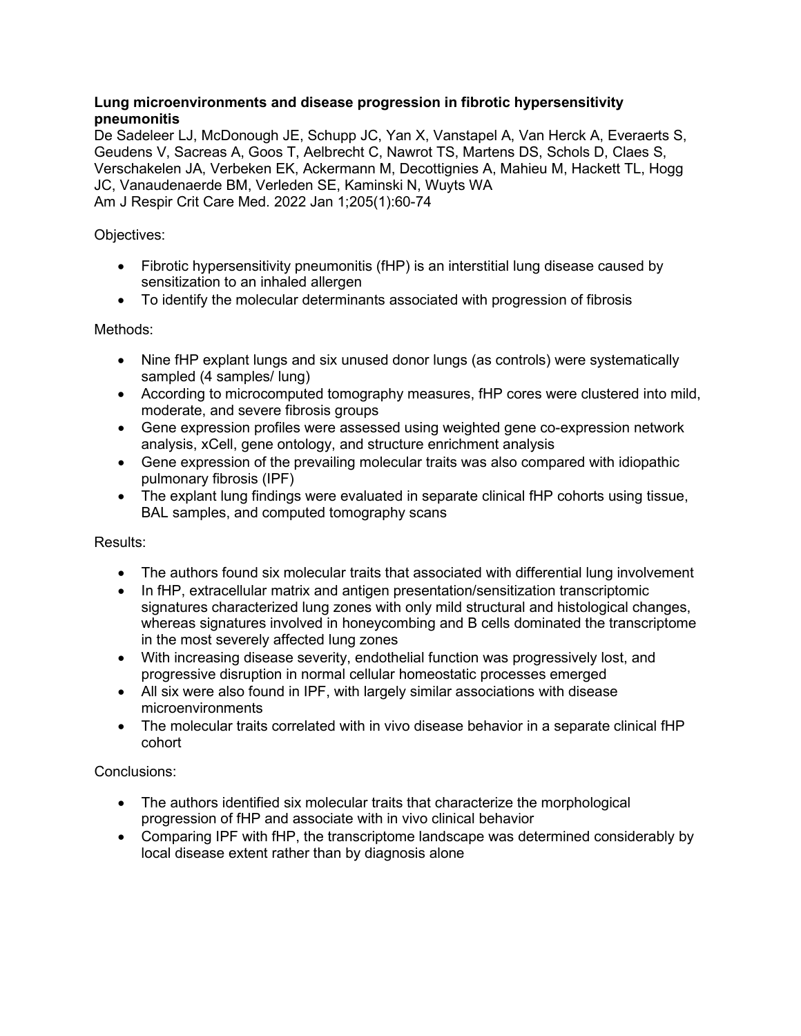**Lung microenvironments and disease progression in fibrotic hypersensitivity pneumonitis**

De Sadeleer LJ, McDonough JE, Schupp JC, Yan X, Vanstapel A, Van Herck A, Everaerts S, Geudens V, Sacreas A, Goos T, Aelbrecht C, Nawrot TS, Martens DS, Schols D, Claes S, Verschakelen JA, Verbeken EK, Ackermann M, Decottignies A, Mahieu M, Hackett TL, Hogg JC, Vanaudenaerde BM, Verleden SE, Kaminski N, Wuyts WA
Am J Respir Crit Care Med. 2022 Jan 1;205(1):60-74

Objectives:

- Fibrotic hypersensitivity pneumonitis (fHP) is an interstitial lung disease caused by sensitization to an inhaled allergen
- To identify the molecular determinants associated with progression of fibrosis

Methods:

- Nine fHP explant lungs and six unused donor lungs (as controls) were systematically sampled (4 samples/ lung)
- According to microcomputed tomography measures, fHP cores were clustered into mild, moderate, and severe fibrosis groups
- Gene expression profiles were assessed using weighted gene co-expression network analysis, xCell, gene ontology, and structure enrichment analysis
- Gene expression of the prevailing molecular traits was also compared with idiopathic pulmonary fibrosis (IPF)
- The explant lung findings were evaluated in separate clinical fHP cohorts using tissue, BAL samples, and computed tomography scans

Results:

- The authors found six molecular traits that associated with differential lung involvement
- In fHP, extracellular matrix and antigen presentation/sensitization transcriptomic signatures characterized lung zones with only mild structural and histological changes, whereas signatures involved in honeycombing and B cells dominated the transcriptome in the most severely affected lung zones
- With increasing disease severity, endothelial function was progressively lost, and progressive disruption in normal cellular homeostatic processes emerged
- All six were also found in IPF, with largely similar associations with disease microenvironments
- The molecular traits correlated with in vivo disease behavior in a separate clinical fHP cohort

Conclusions:

- The authors identified six molecular traits that characterize the morphological progression of fHP and associate with in vivo clinical behavior
- Comparing IPF with fHP, the transcriptome landscape was determined considerably by local disease extent rather than by diagnosis alone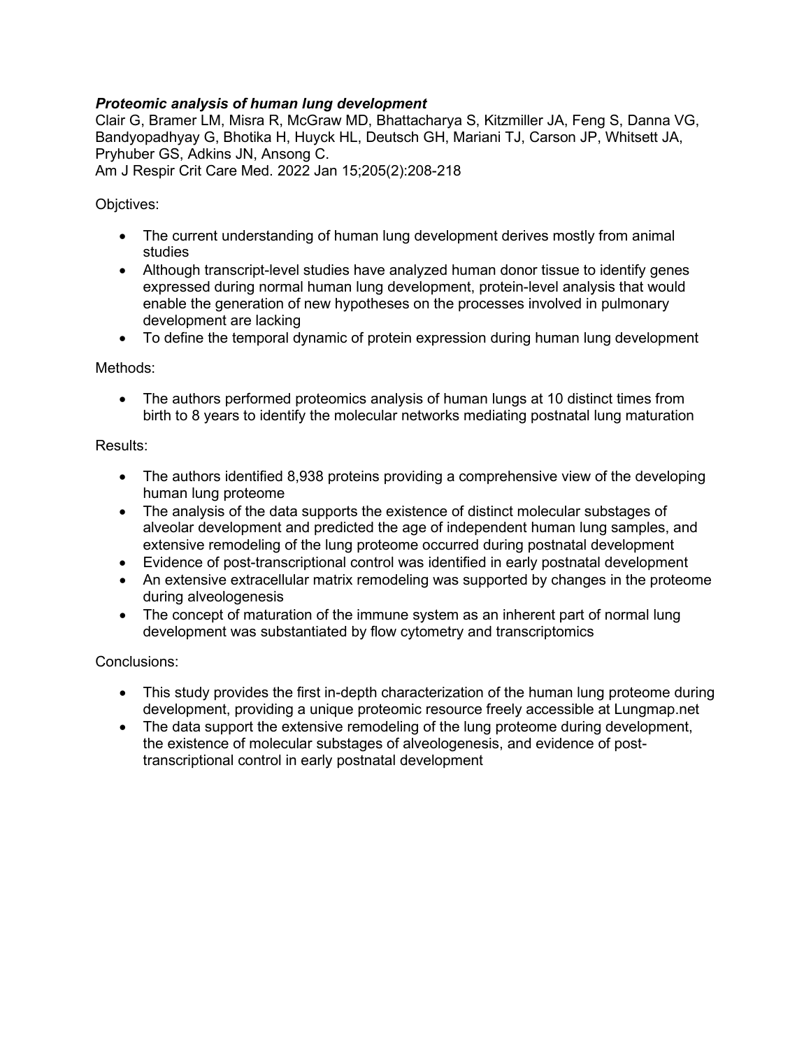***Proteomic analysis of human lung development***

Clair G, Bramer LM, Misra R, McGraw MD, Bhattacharya S, Kitzmiller JA, Feng S, Danna VG, Bandyopadhyay G, Bhotika H, Huyck HL, Deutsch GH, Mariani TJ, Carson JP, Whitsett JA, Pryhuber GS, Adkins JN, Ansong C.

Am J Respir Crit Care Med. 2022 Jan 15;205(2):208-218

Objctives:

- The current understanding of human lung development derives mostly from animal studies
- Although transcript-level studies have analyzed human donor tissue to identify genes expressed during normal human lung development, protein-level analysis that would enable the generation of new hypotheses on the processes involved in pulmonary development are lacking
- To define the temporal dynamic of protein expression during human lung development

Methods:

- The authors performed proteomics analysis of human lungs at 10 distinct times from birth to 8 years to identify the molecular networks mediating postnatal lung maturation

Results:

- The authors identified 8,938 proteins providing a comprehensive view of the developing human lung proteome
- The analysis of the data supports the existence of distinct molecular substages of alveolar development and predicted the age of independent human lung samples, and extensive remodeling of the lung proteome occurred during postnatal development
- Evidence of post-transcriptional control was identified in early postnatal development
- An extensive extracellular matrix remodeling was supported by changes in the proteome during alveologenesis
- The concept of maturation of the immune system as an inherent part of normal lung development was substantiated by flow cytometry and transcriptomics

Conclusions:

- This study provides the first in-depth characterization of the human lung proteome during development, providing a unique proteomic resource freely accessible at Lungmap.net
- The data support the extensive remodeling of the lung proteome during development, the existence of molecular substages of alveologenesis, and evidence of post-transcriptional control in early postnatal development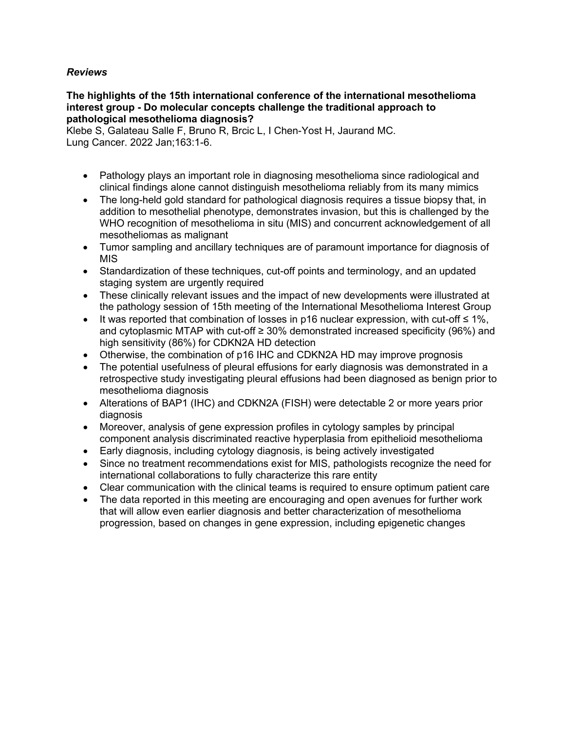***Reviews***

**The highlights of the 15th international conference of the international mesothelioma interest group - Do molecular concepts challenge the traditional approach to pathological mesothelioma diagnosis?**
Klebe S, Galateau Salle F, Bruno R, Brcic L, I Chen-Yost H, Jaurand MC.
Lung Cancer. 2022 Jan;163:1-6.

- Pathology plays an important role in diagnosing mesothelioma since radiological and clinical findings alone cannot distinguish mesothelioma reliably from its many mimics
- The long-held gold standard for pathological diagnosis requires a tissue biopsy that, in addition to mesothelial phenotype, demonstrates invasion, but this is challenged by the WHO recognition of mesothelioma in situ (MIS) and concurrent acknowledgement of all mesotheliomas as malignant
- Tumor sampling and ancillary techniques are of paramount importance for diagnosis of MIS
- Standardization of these techniques, cut-off points and terminology, and an updated staging system are urgently required
- These clinically relevant issues and the impact of new developments were illustrated at the pathology session of 15th meeting of the International Mesothelioma Interest Group
- It was reported that combination of losses in p16 nuclear expression, with cut-off ≤ 1%, and cytoplasmic MTAP with cut-off ≥ 30% demonstrated increased specificity (96%) and high sensitivity (86%) for CDKN2A HD detection
- Otherwise, the combination of p16 IHC and CDKN2A HD may improve prognosis
- The potential usefulness of pleural effusions for early diagnosis was demonstrated in a retrospective study investigating pleural effusions had been diagnosed as benign prior to mesothelioma diagnosis
- Alterations of BAP1 (IHC) and CDKN2A (FISH) were detectable 2 or more years prior diagnosis
- Moreover, analysis of gene expression profiles in cytology samples by principal component analysis discriminated reactive hyperplasia from epithelioid mesothelioma
- Early diagnosis, including cytology diagnosis, is being actively investigated
- Since no treatment recommendations exist for MIS, pathologists recognize the need for international collaborations to fully characterize this rare entity
- Clear communication with the clinical teams is required to ensure optimum patient care
- The data reported in this meeting are encouraging and open avenues for further work that will allow even earlier diagnosis and better characterization of mesothelioma progression, based on changes in gene expression, including epigenetic changes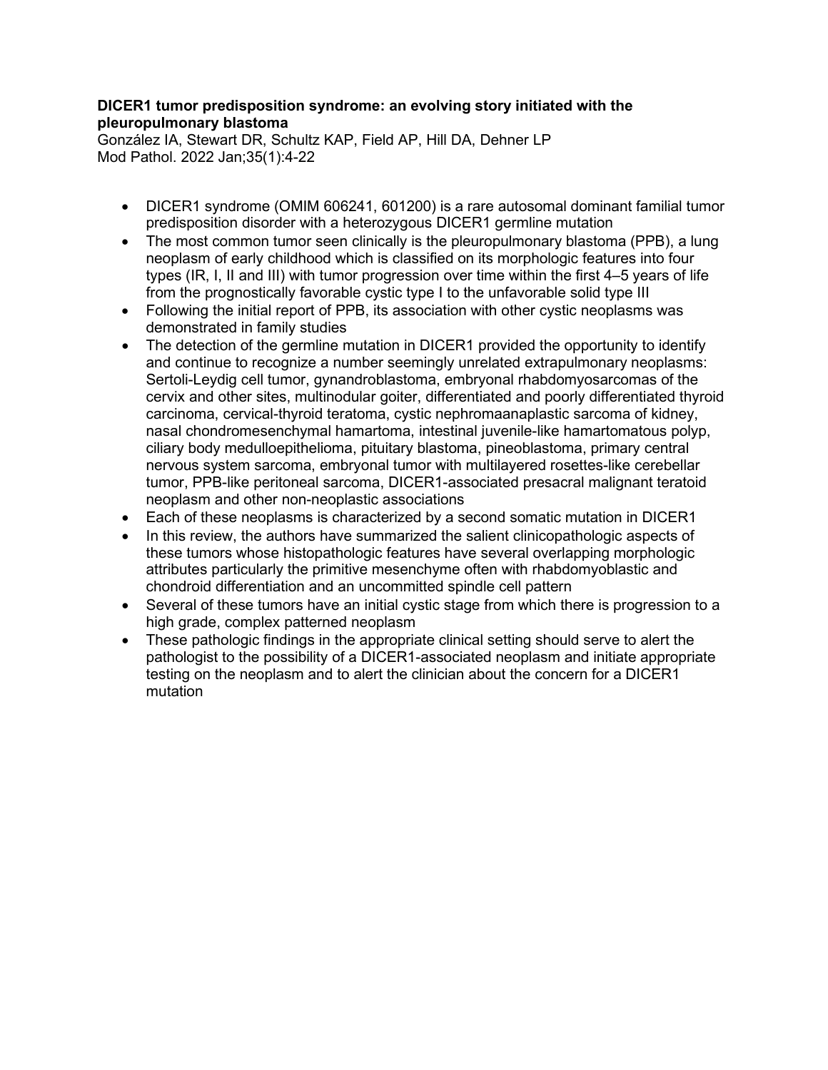**DICER1 tumor predisposition syndrome: an evolving story initiated with the pleuropulmonary blastoma**

González IA, Stewart DR, Schultz KAP, Field AP, Hill DA, Dehner LP
Mod Pathol. 2022 Jan;35(1):4-22

- DICER1 syndrome (OMIM 606241, 601200) is a rare autosomal dominant familial tumor predisposition disorder with a heterozygous DICER1 germline mutation
- The most common tumor seen clinically is the pleuropulmonary blastoma (PPB), a lung neoplasm of early childhood which is classified on its morphologic features into four types (IR, I, II and III) with tumor progression over time within the first 4–5 years of life from the prognostically favorable cystic type I to the unfavorable solid type III
- Following the initial report of PPB, its association with other cystic neoplasms was demonstrated in family studies
- The detection of the germline mutation in DICER1 provided the opportunity to identify and continue to recognize a number seemingly unrelated extrapulmonary neoplasms: Sertoli-Leydig cell tumor, gynandroblastoma, embryonal rhabdomyosarcomas of the cervix and other sites, multinodular goiter, differentiated and poorly differentiated thyroid carcinoma, cervical-thyroid teratoma, cystic nephromaanaplastic sarcoma of kidney, nasal chondromesenchymal hamartoma, intestinal juvenile-like hamartomatous polyp, ciliary body medulloepithelioma, pituitary blastoma, pineoblastoma, primary central nervous system sarcoma, embryonal tumor with multilayered rosettes-like cerebellar tumor, PPB-like peritoneal sarcoma, DICER1-associated presacral malignant teratoid neoplasm and other non-neoplastic associations
- Each of these neoplasms is characterized by a second somatic mutation in DICER1
- In this review, the authors have summarized the salient clinicopathologic aspects of these tumors whose histopathologic features have several overlapping morphologic attributes particularly the primitive mesenchyme often with rhabdomyoblastic and chondroid differentiation and an uncommitted spindle cell pattern
- Several of these tumors have an initial cystic stage from which there is progression to a high grade, complex patterned neoplasm
- These pathologic findings in the appropriate clinical setting should serve to alert the pathologist to the possibility of a DICER1-associated neoplasm and initiate appropriate testing on the neoplasm and to alert the clinician about the concern for a DICER1 mutation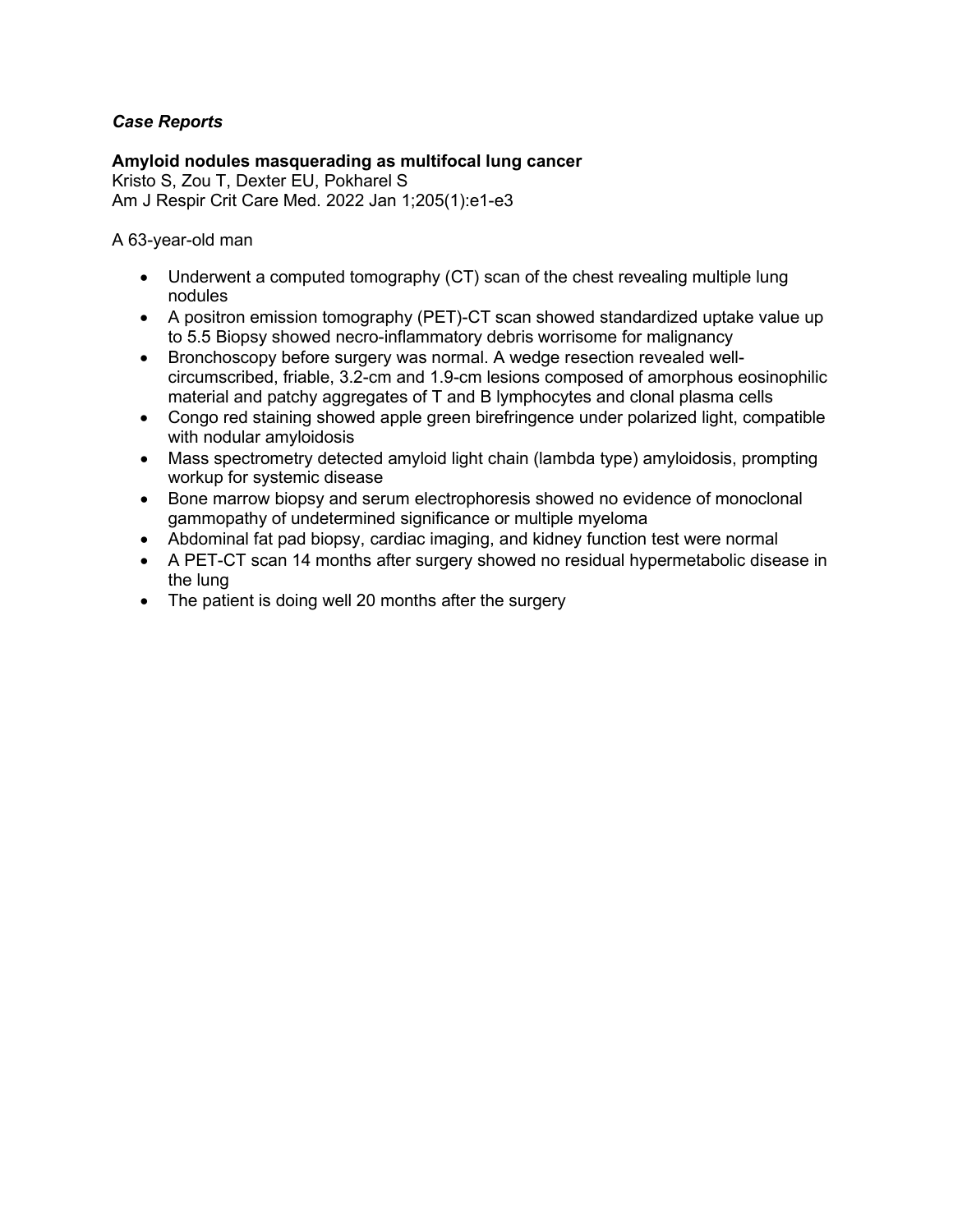*Case Reports*

**Amyloid nodules masquerading as multifocal lung cancer**
Kristo S, Zou T, Dexter EU, Pokharel S
Am J Respir Crit Care Med. 2022 Jan 1;205(1):e1-e3

A 63-year-old man

- Underwent a computed tomography (CT) scan of the chest revealing multiple lung nodules
- A positron emission tomography (PET)-CT scan showed standardized uptake value up to 5.5 Biopsy showed necro-inflammatory debris worrisome for malignancy
- Bronchoscopy before surgery was normal. A wedge resection revealed well-circumscribed, friable, 3.2-cm and 1.9-cm lesions composed of amorphous eosinophilic material and patchy aggregates of T and B lymphocytes and clonal plasma cells
- Congo red staining showed apple green birefringence under polarized light, compatible with nodular amyloidosis
- Mass spectrometry detected amyloid light chain (lambda type) amyloidosis, prompting workup for systemic disease
- Bone marrow biopsy and serum electrophoresis showed no evidence of monoclonal gammopathy of undetermined significance or multiple myeloma
- Abdominal fat pad biopsy, cardiac imaging, and kidney function test were normal
- A PET-CT scan 14 months after surgery showed no residual hypermetabolic disease in the lung
- The patient is doing well 20 months after the surgery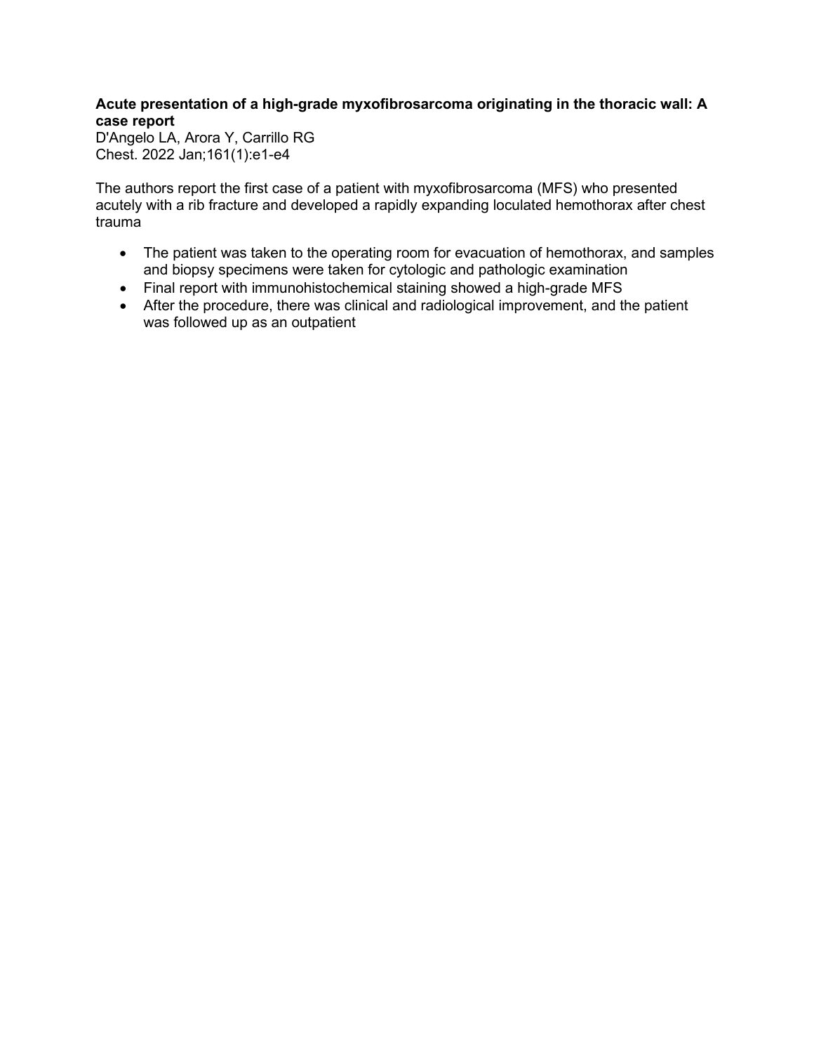**Acute presentation of a high-grade myxofibrosarcoma originating in the thoracic wall: A case report**
D'Angelo LA, Arora Y, Carrillo RG
Chest. 2022 Jan;161(1):e1-e4

The authors report the first case of a patient with myxofibrosarcoma (MFS) who presented acutely with a rib fracture and developed a rapidly expanding loculated hemothorax after chest trauma

- The patient was taken to the operating room for evacuation of hemothorax, and samples and biopsy specimens were taken for cytologic and pathologic examination
- Final report with immunohistochemical staining showed a high-grade MFS
- After the procedure, there was clinical and radiological improvement, and the patient was followed up as an outpatient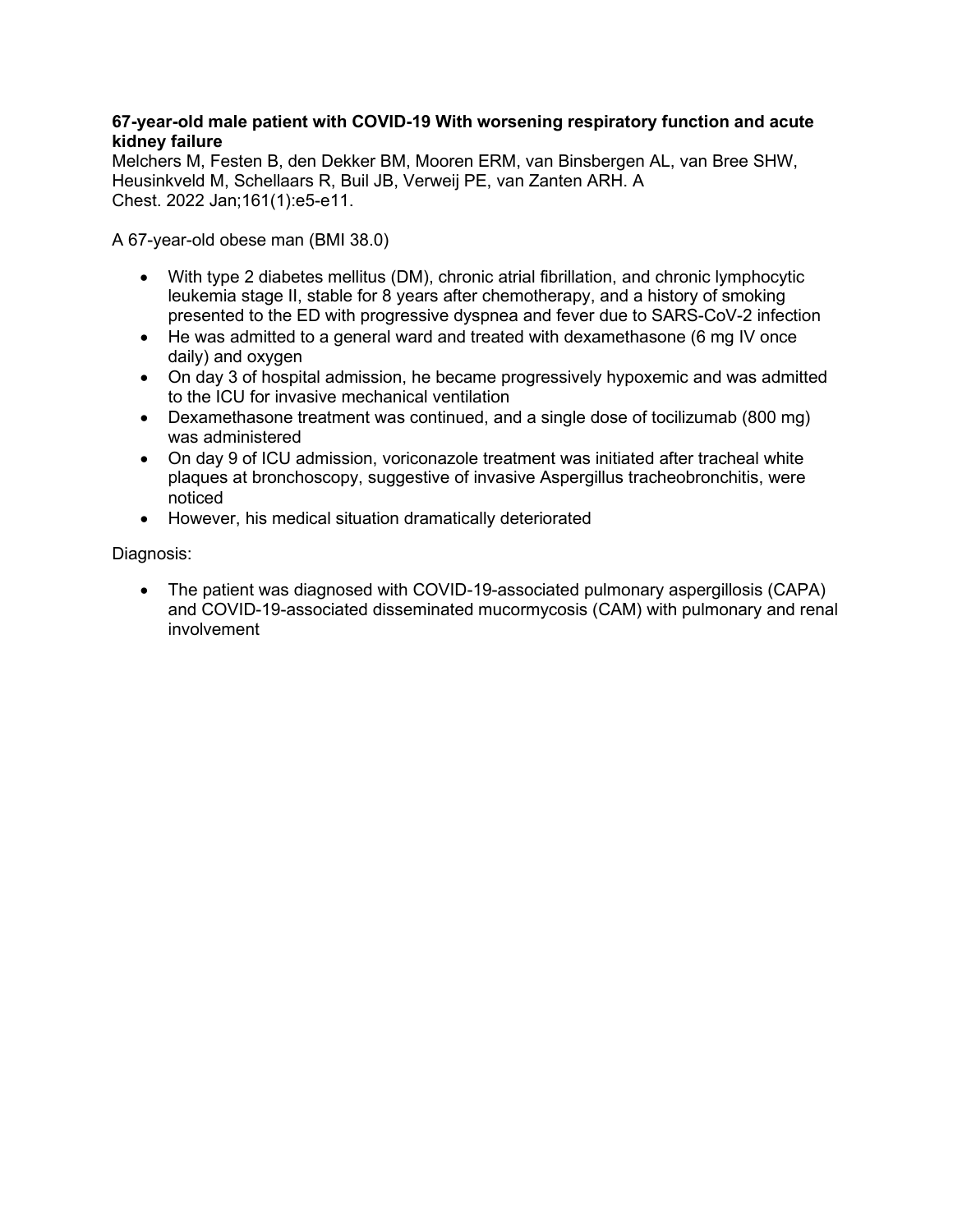**67-year-old male patient with COVID-19 With worsening respiratory function and acute kidney failure**

Melchers M, Festen B, den Dekker BM, Mooren ERM, van Binsbergen AL, van Bree SHW, Heusinkveld M, Schellaars R, Buil JB, Verweij PE, van Zanten ARH. A
Chest. 2022 Jan;161(1):e5-e11.

A 67-year-old obese man (BMI 38.0)

- With type 2 diabetes mellitus (DM), chronic atrial fibrillation, and chronic lymphocytic leukemia stage II, stable for 8 years after chemotherapy, and a history of smoking presented to the ED with progressive dyspnea and fever due to SARS-CoV-2 infection
- He was admitted to a general ward and treated with dexamethasone (6 mg IV once daily) and oxygen
- On day 3 of hospital admission, he became progressively hypoxemic and was admitted to the ICU for invasive mechanical ventilation
- Dexamethasone treatment was continued, and a single dose of tocilizumab (800 mg) was administered
- On day 9 of ICU admission, voriconazole treatment was initiated after tracheal white plaques at bronchoscopy, suggestive of invasive Aspergillus tracheobronchitis, were noticed
- However, his medical situation dramatically deteriorated

Diagnosis:

- The patient was diagnosed with COVID-19-associated pulmonary aspergillosis (CAPA) and COVID-19-associated disseminated mucormycosis (CAM) with pulmonary and renal involvement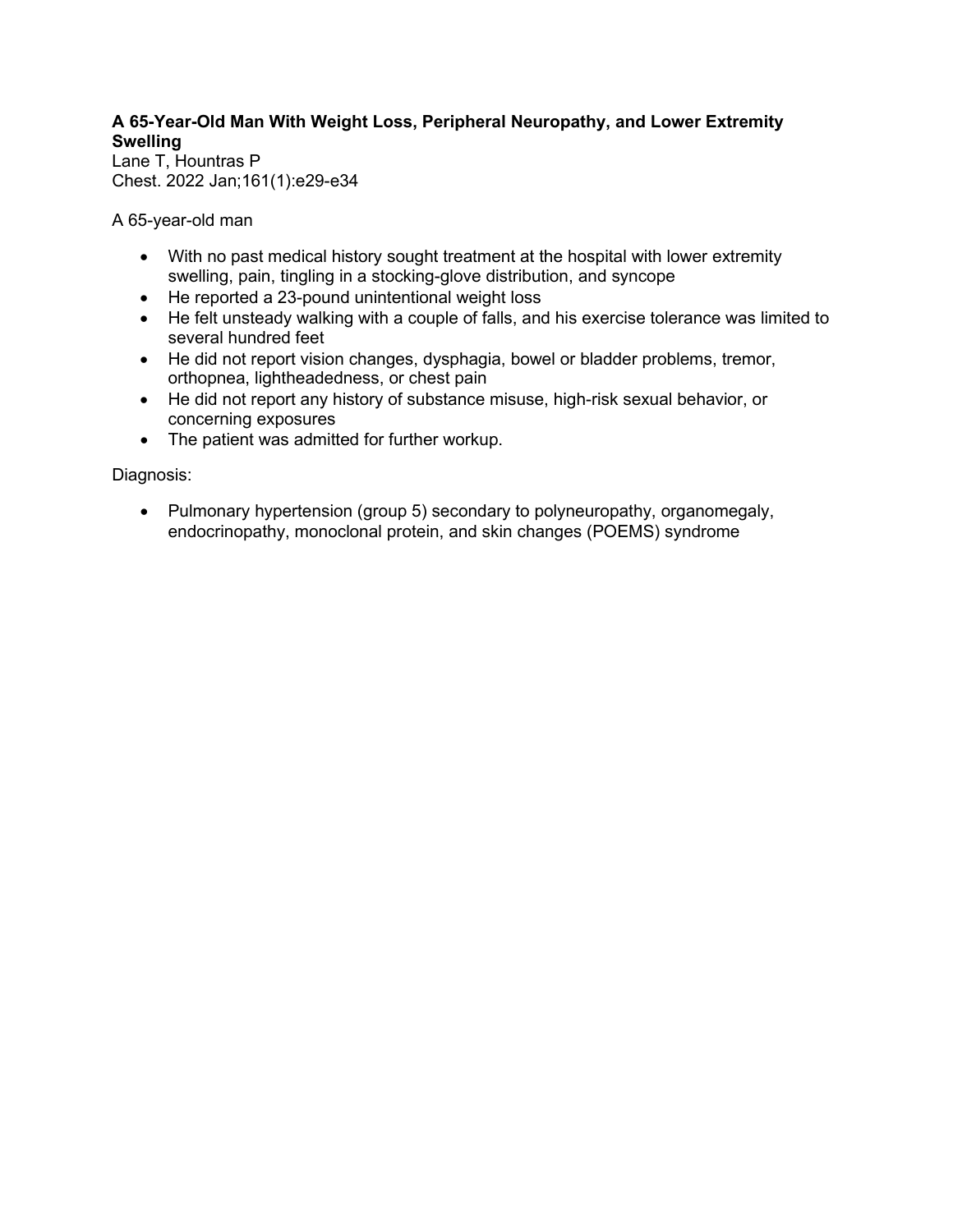**A 65-Year-Old Man With Weight Loss, Peripheral Neuropathy, and Lower Extremity Swelling**
Lane T, Hountras P
Chest. 2022 Jan;161(1):e29-e34

A 65-year-old man

- With no past medical history sought treatment at the hospital with lower extremity swelling, pain, tingling in a stocking-glove distribution, and syncope
- He reported a 23-pound unintentional weight loss
- He felt unsteady walking with a couple of falls, and his exercise tolerance was limited to several hundred feet
- He did not report vision changes, dysphagia, bowel or bladder problems, tremor, orthopnea, lightheadedness, or chest pain
- He did not report any history of substance misuse, high-risk sexual behavior, or concerning exposures
- The patient was admitted for further workup.

Diagnosis:

- Pulmonary hypertension (group 5) secondary to polyneuropathy, organomegaly, endocrinopathy, monoclonal protein, and skin changes (POEMS) syndrome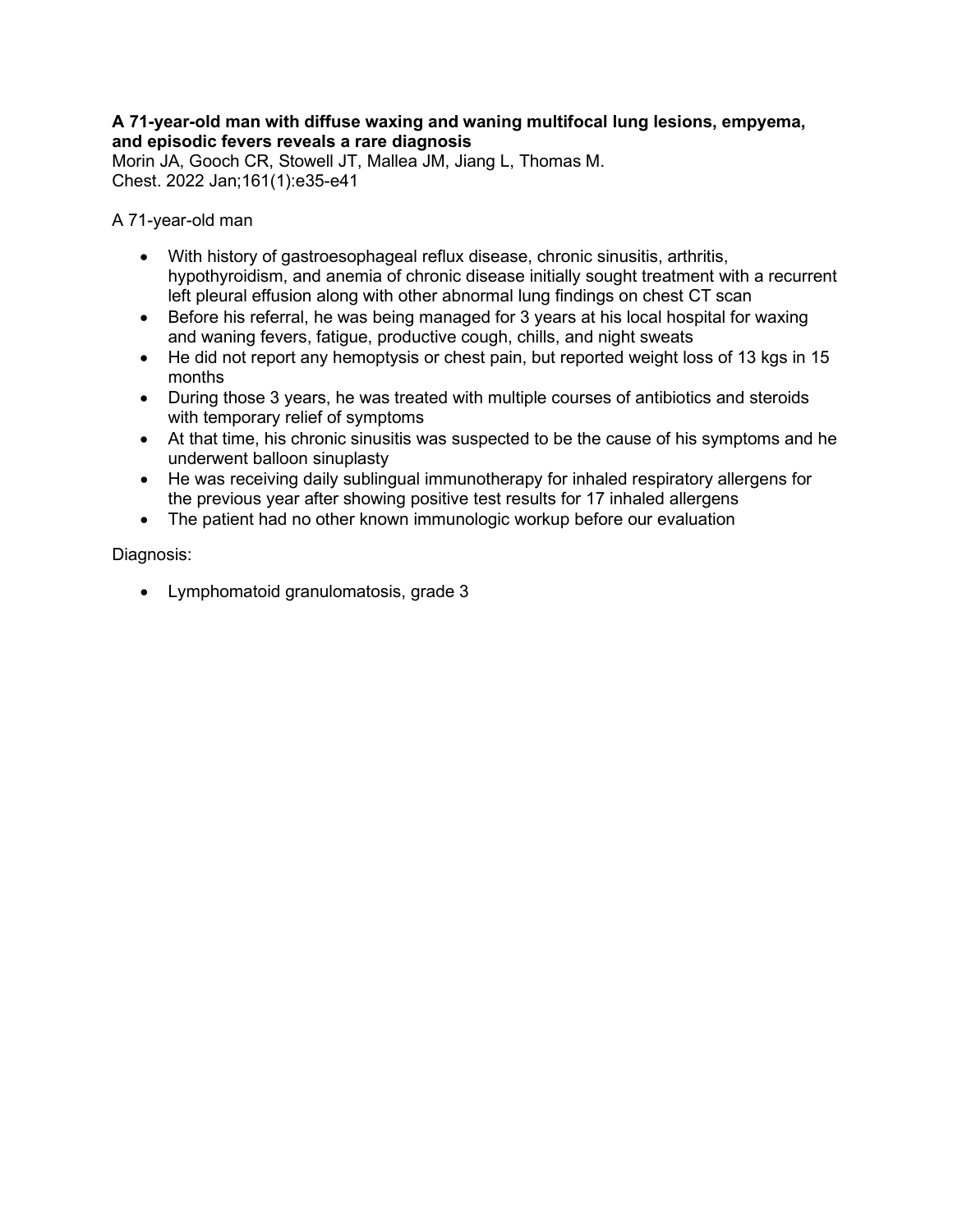**A 71-year-old man with diffuse waxing and waning multifocal lung lesions, empyema, and episodic fevers reveals a rare diagnosis**

Morin JA, Gooch CR, Stowell JT, Mallea JM, Jiang L, Thomas M.
Chest. 2022 Jan;161(1):e35-e41

A 71-year-old man

- With history of gastroesophageal reflux disease, chronic sinusitis, arthritis, hypothyroidism, and anemia of chronic disease initially sought treatment with a recurrent left pleural effusion along with other abnormal lung findings on chest CT scan
- Before his referral, he was being managed for 3 years at his local hospital for waxing and waning fevers, fatigue, productive cough, chills, and night sweats
- He did not report any hemoptysis or chest pain, but reported weight loss of 13 kgs in 15 months
- During those 3 years, he was treated with multiple courses of antibiotics and steroids with temporary relief of symptoms
- At that time, his chronic sinusitis was suspected to be the cause of his symptoms and he underwent balloon sinuplasty
- He was receiving daily sublingual immunotherapy for inhaled respiratory allergens for the previous year after showing positive test results for 17 inhaled allergens
- The patient had no other known immunologic workup before our evaluation

Diagnosis:

- Lymphomatoid granulomatosis, grade 3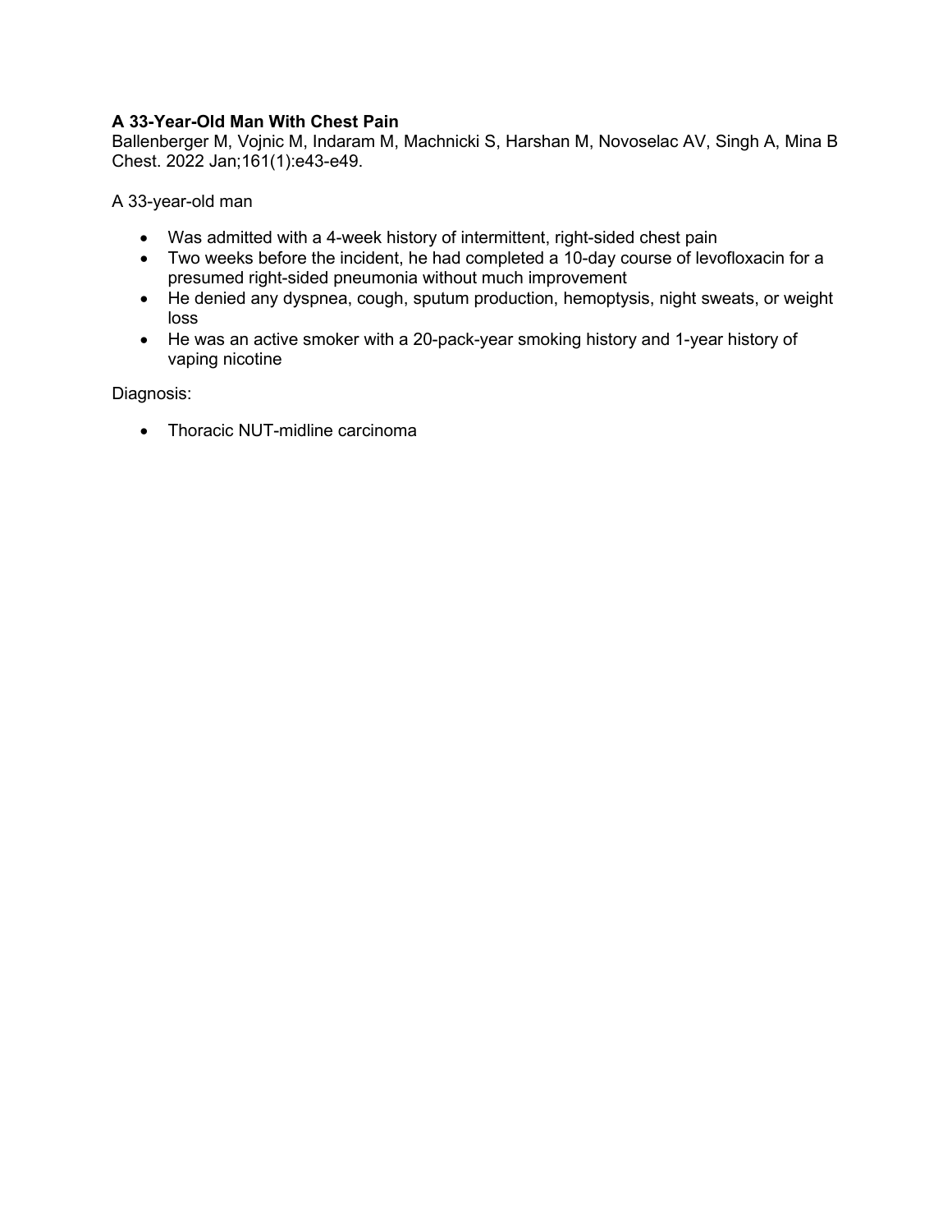**A 33-Year-Old Man With Chest Pain**
Ballenberger M, Vojnic M, Indaram M, Machnicki S, Harshan M, Novoselac AV, Singh A, Mina B
Chest. 2022 Jan;161(1):e43-e49.

A 33-year-old man

- Was admitted with a 4-week history of intermittent, right-sided chest pain
- Two weeks before the incident, he had completed a 10-day course of levofloxacin for a presumed right-sided pneumonia without much improvement
- He denied any dyspnea, cough, sputum production, hemoptysis, night sweats, or weight loss
- He was an active smoker with a 20-pack-year smoking history and 1-year history of vaping nicotine

Diagnosis:

- Thoracic NUT-midline carcinoma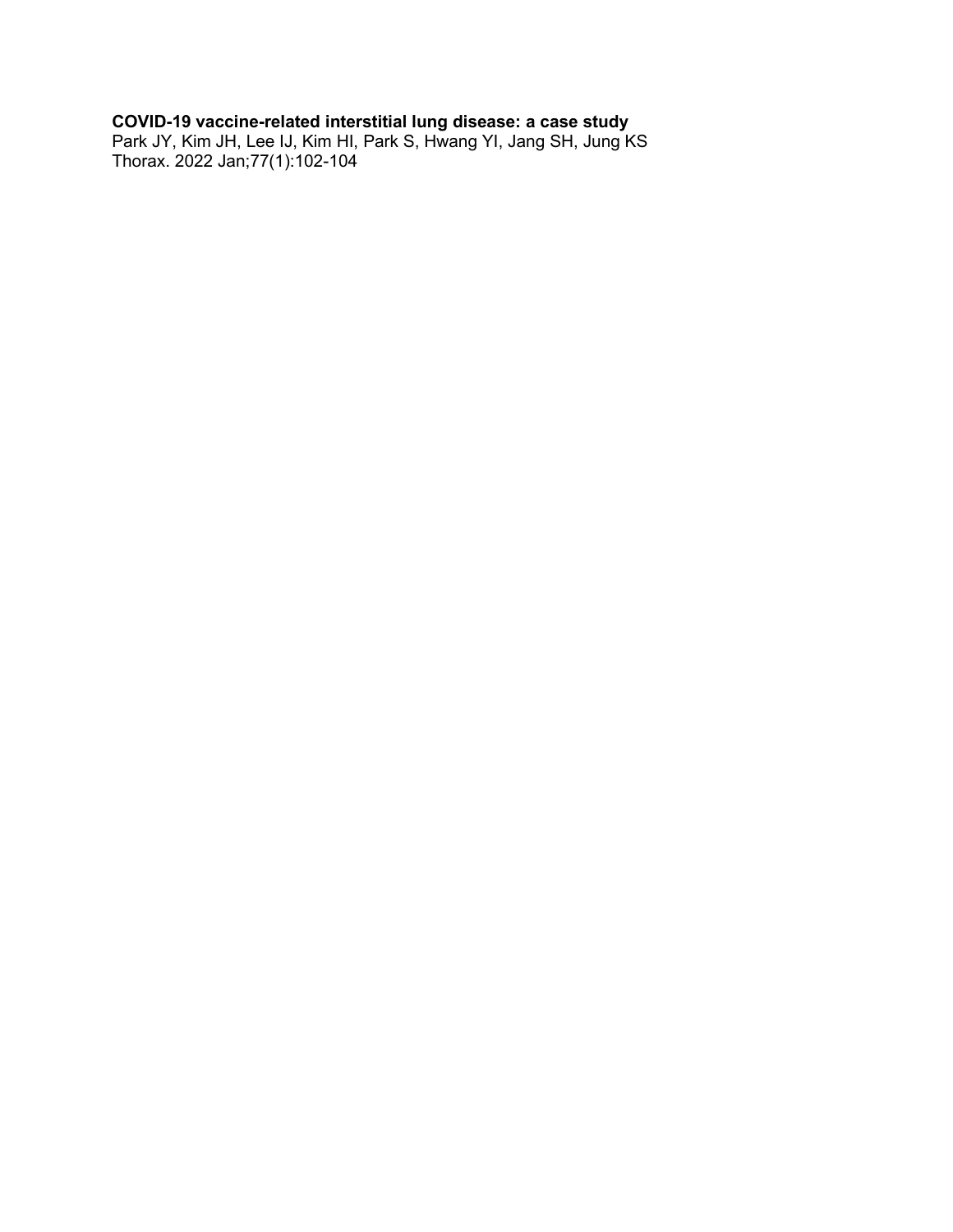**COVID-19 vaccine-related interstitial lung disease: a case study**
Park JY, Kim JH, Lee IJ, Kim HI, Park S, Hwang YI, Jang SH, Jung KS
Thorax. 2022 Jan;77(1):102-104